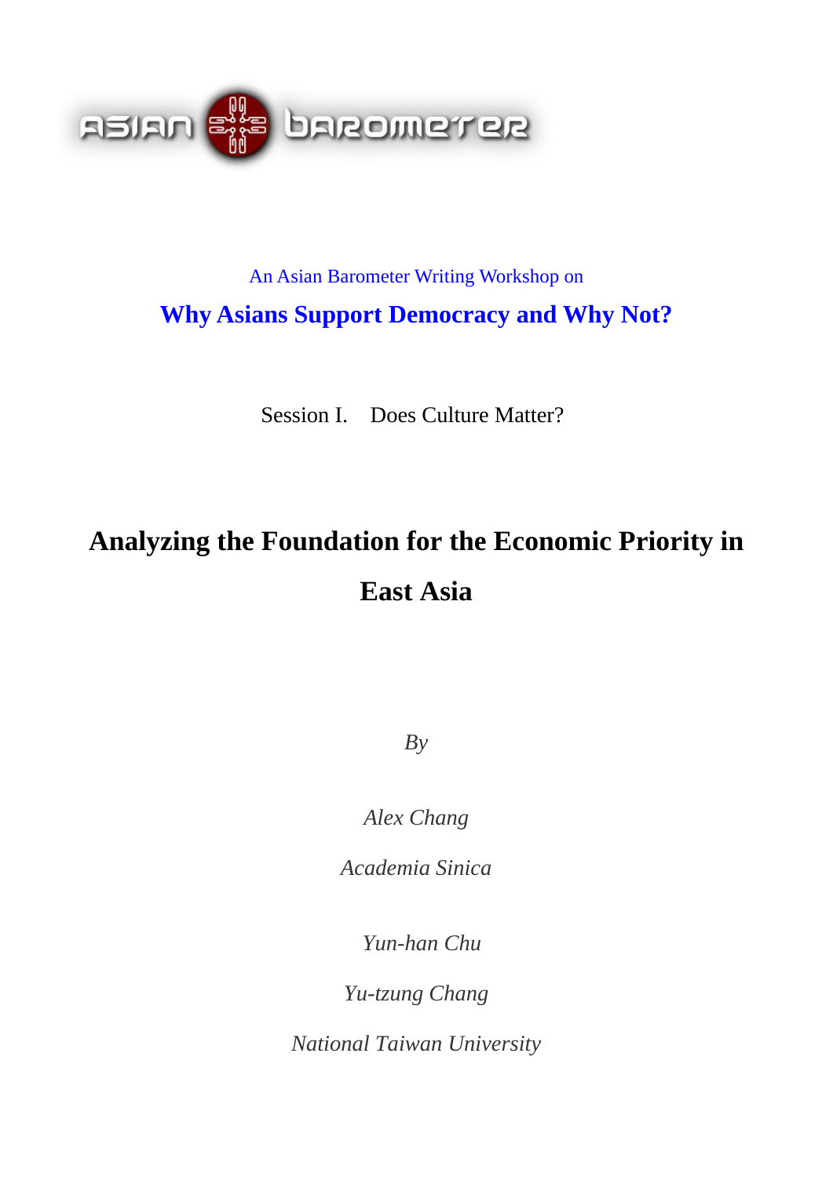ASIAN BAROMETER

An Asian Barometer Writing Workshop on

**Why Asians Support Democracy and Why Not?**

Session I. Does Culture Matter?

# Analyzing the Foundation for the Economic Priority in East Asia

*By*

*Alex Chang*

*Academia Sinica*

*Yun-han Chu*

*Yu-tzung Chang*

*National Taiwan University*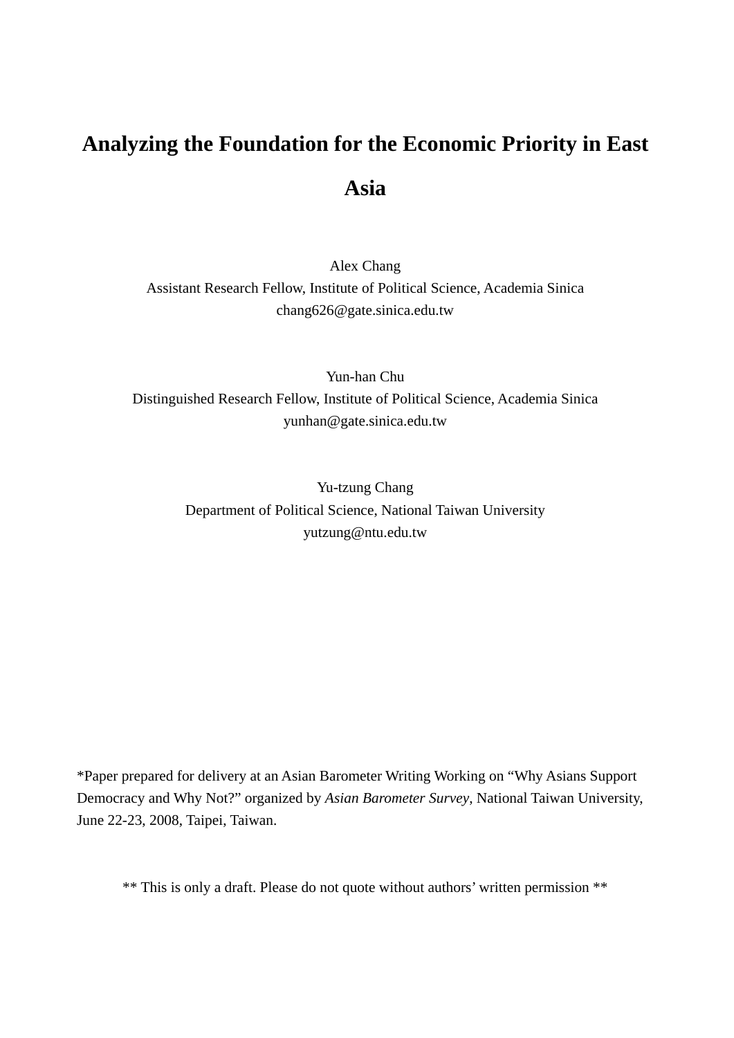# Analyzing the Foundation for the Economic Priority in East Asia

Alex Chang
Assistant Research Fellow, Institute of Political Science, Academia Sinica
chang626@gate.sinica.edu.tw

Yun-han Chu
Distinguished Research Fellow, Institute of Political Science, Academia Sinica
yunhan@gate.sinica.edu.tw

Yu-tzung Chang
Department of Political Science, National Taiwan University
yutzung@ntu.edu.tw

*Paper prepared for delivery at an Asian Barometer Writing Working on "Why Asians Support Democracy and Why Not?" organized by *Asian Barometer Survey*, National Taiwan University, June 22-23, 2008, Taipei, Taiwan.

** This is only a draft. Please do not quote without authors' written permission **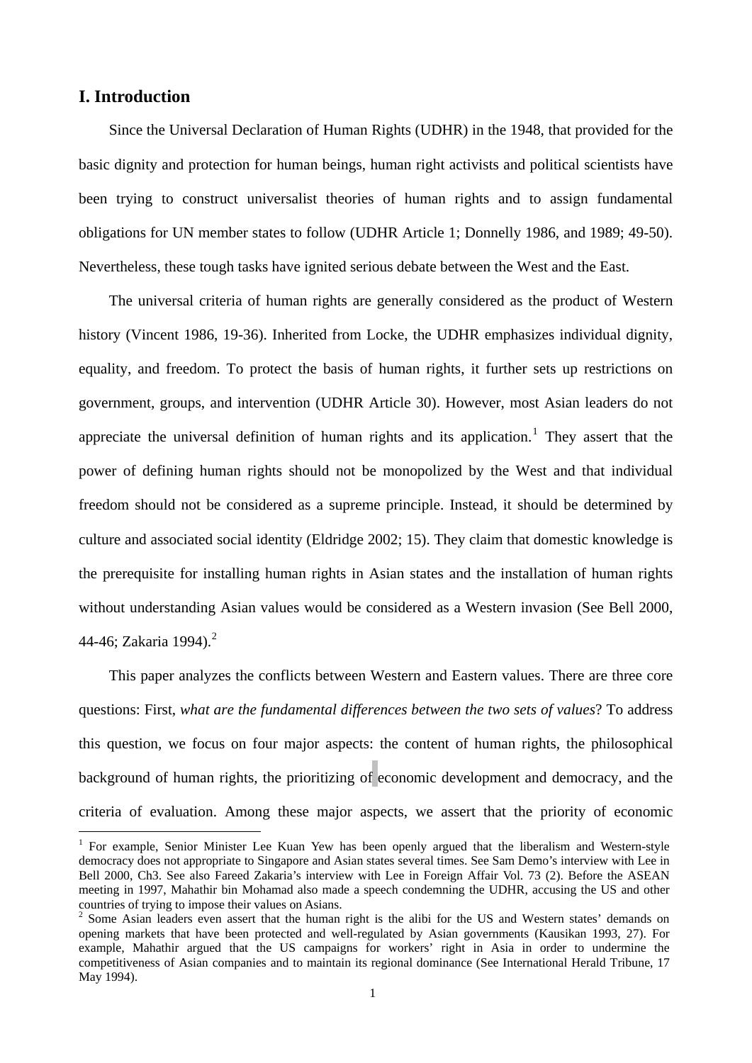## I. Introduction

Since the Universal Declaration of Human Rights (UDHR) in the 1948, that provided for the basic dignity and protection for human beings, human right activists and political scientists have been trying to construct universalist theories of human rights and to assign fundamental obligations for UN member states to follow (UDHR Article 1; Donnelly 1986, and 1989; 49-50). Nevertheless, these tough tasks have ignited serious debate between the West and the East.

The universal criteria of human rights are generally considered as the product of Western history (Vincent 1986, 19-36). Inherited from Locke, the UDHR emphasizes individual dignity, equality, and freedom. To protect the basis of human rights, it further sets up restrictions on government, groups, and intervention (UDHR Article 30). However, most Asian leaders do not appreciate the universal definition of human rights and its application.[1] They assert that the power of defining human rights should not be monopolized by the West and that individual freedom should not be considered as a supreme principle. Instead, it should be determined by culture and associated social identity (Eldridge 2002; 15). They claim that domestic knowledge is the prerequisite for installing human rights in Asian states and the installation of human rights without understanding Asian values would be considered as a Western invasion (See Bell 2000, 44-46; Zakaria 1994).[2]

This paper analyzes the conflicts between Western and Eastern values. There are three core questions: First, *what are the fundamental differences between the two sets of values*? To address this question, we focus on four major aspects: the content of human rights, the philosophical background of human rights, the prioritizing of economic development and democracy, and the criteria of evaluation. Among these major aspects, we assert that the priority of economic

---

[1] For example, Senior Minister Lee Kuan Yew has been openly argued that the liberalism and Western-style democracy does not appropriate to Singapore and Asian states several times. See Sam Demo's interview with Lee in Bell 2000, Ch3. See also Fareed Zakaria's interview with Lee in Foreign Affair Vol. 73 (2). Before the ASEAN meeting in 1997, Mahathir bin Mohamad also made a speech condemning the UDHR, accusing the US and other countries of trying to impose their values on Asians.

[2] Some Asian leaders even assert that the human right is the alibi for the US and Western states' demands on opening markets that have been protected and well-regulated by Asian governments (Kausikan 1993, 27). For example, Mahathir argued that the US campaigns for workers' right in Asia in order to undermine the competitiveness of Asian companies and to maintain its regional dominance (See International Herald Tribune, 17 May 1994).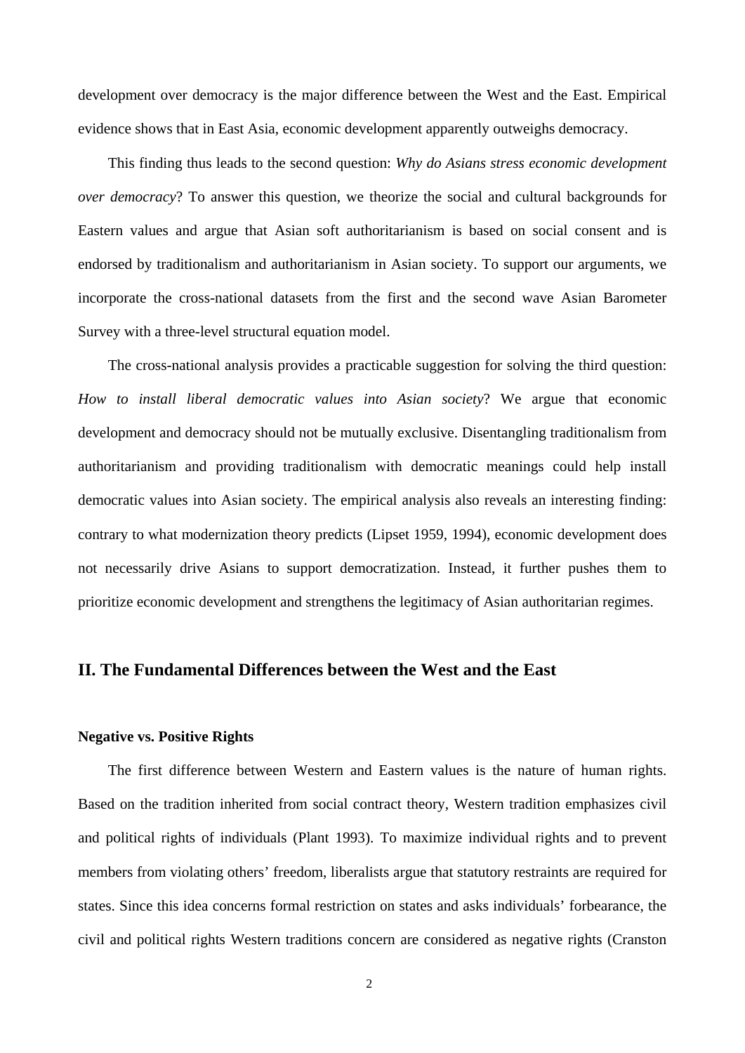development over democracy is the major difference between the West and the East. Empirical evidence shows that in East Asia, economic development apparently outweighs democracy.

This finding thus leads to the second question: *Why do Asians stress economic development over democracy*? To answer this question, we theorize the social and cultural backgrounds for Eastern values and argue that Asian soft authoritarianism is based on social consent and is endorsed by traditionalism and authoritarianism in Asian society. To support our arguments, we incorporate the cross-national datasets from the first and the second wave Asian Barometer Survey with a three-level structural equation model.

The cross-national analysis provides a practicable suggestion for solving the third question: *How to install liberal democratic values into Asian society*? We argue that economic development and democracy should not be mutually exclusive. Disentangling traditionalism from authoritarianism and providing traditionalism with democratic meanings could help install democratic values into Asian society. The empirical analysis also reveals an interesting finding: contrary to what modernization theory predicts (Lipset 1959, 1994), economic development does not necessarily drive Asians to support democratization. Instead, it further pushes them to prioritize economic development and strengthens the legitimacy of Asian authoritarian regimes.

## II. The Fundamental Differences between the West and the East

### Negative vs. Positive Rights

The first difference between Western and Eastern values is the nature of human rights. Based on the tradition inherited from social contract theory, Western tradition emphasizes civil and political rights of individuals (Plant 1993). To maximize individual rights and to prevent members from violating others' freedom, liberalists argue that statutory restraints are required for states. Since this idea concerns formal restriction on states and asks individuals' forbearance, the civil and political rights Western traditions concern are considered as negative rights (Cranston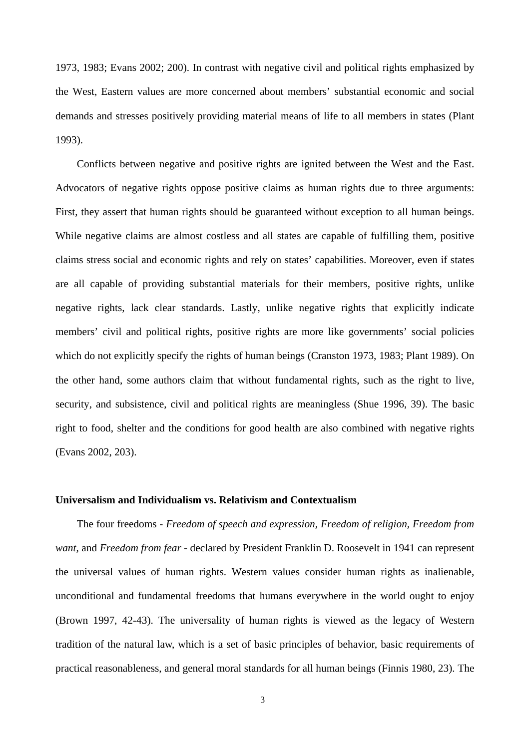1973, 1983; Evans 2002; 200). In contrast with negative civil and political rights emphasized by the West, Eastern values are more concerned about members' substantial economic and social demands and stresses positively providing material means of life to all members in states (Plant 1993).

Conflicts between negative and positive rights are ignited between the West and the East. Advocators of negative rights oppose positive claims as human rights due to three arguments: First, they assert that human rights should be guaranteed without exception to all human beings. While negative claims are almost costless and all states are capable of fulfilling them, positive claims stress social and economic rights and rely on states' capabilities. Moreover, even if states are all capable of providing substantial materials for their members, positive rights, unlike negative rights, lack clear standards. Lastly, unlike negative rights that explicitly indicate members' civil and political rights, positive rights are more like governments' social policies which do not explicitly specify the rights of human beings (Cranston 1973, 1983; Plant 1989). On the other hand, some authors claim that without fundamental rights, such as the right to live, security, and subsistence, civil and political rights are meaningless (Shue 1996, 39). The basic right to food, shelter and the conditions for good health are also combined with negative rights (Evans 2002, 203).

**Universalism and Individualism vs. Relativism and Contextualism**

The four freedoms - *Freedom of speech and expression, Freedom of religion, Freedom from want*, and *Freedom from fear* - declared by President Franklin D. Roosevelt in 1941 can represent the universal values of human rights. Western values consider human rights as inalienable, unconditional and fundamental freedoms that humans everywhere in the world ought to enjoy (Brown 1997, 42-43). The universality of human rights is viewed as the legacy of Western tradition of the natural law, which is a set of basic principles of behavior, basic requirements of practical reasonableness, and general moral standards for all human beings (Finnis 1980, 23). The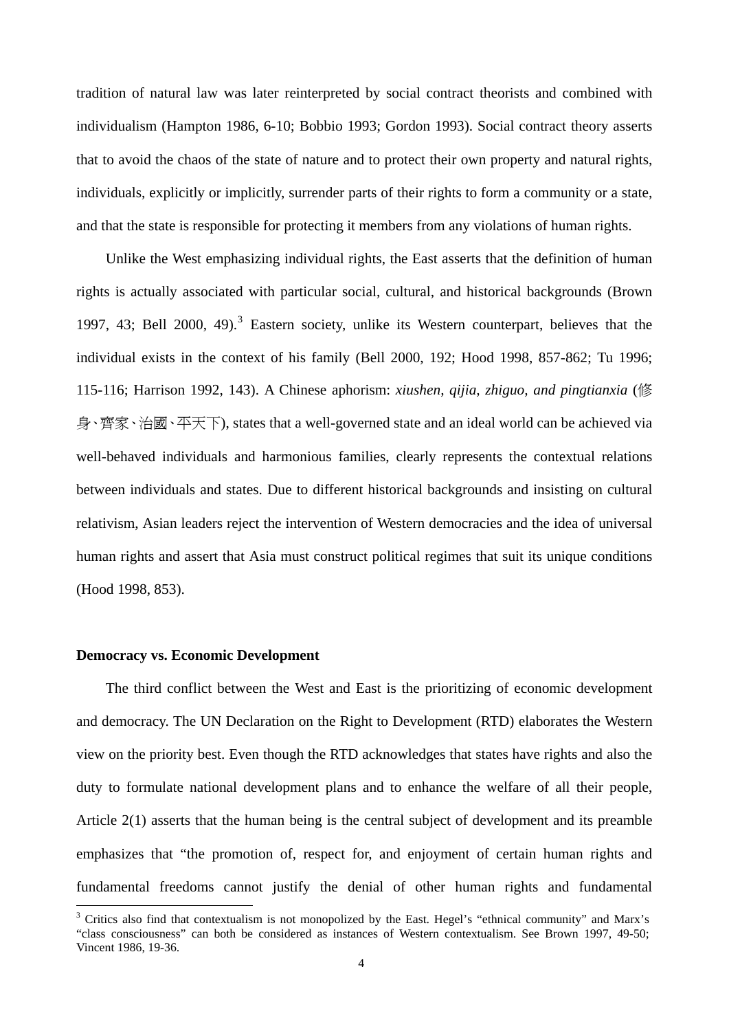tradition of natural law was later reinterpreted by social contract theorists and combined with individualism (Hampton 1986, 6-10; Bobbio 1993; Gordon 1993). Social contract theory asserts that to avoid the chaos of the state of nature and to protect their own property and natural rights, individuals, explicitly or implicitly, surrender parts of their rights to form a community or a state, and that the state is responsible for protecting it members from any violations of human rights.

Unlike the West emphasizing individual rights, the East asserts that the definition of human rights is actually associated with particular social, cultural, and historical backgrounds (Brown 1997, 43; Bell 2000, 49).[3] Eastern society, unlike its Western counterpart, believes that the individual exists in the context of his family (Bell 2000, 192; Hood 1998, 857-862; Tu 1996; 115-116; Harrison 1992, 143). A Chinese aphorism: *xiushen, qijia, zhiguo, and pingtianxia* (修身、齊家、治國、平天下), states that a well-governed state and an ideal world can be achieved via well-behaved individuals and harmonious families, clearly represents the contextual relations between individuals and states. Due to different historical backgrounds and insisting on cultural relativism, Asian leaders reject the intervention of Western democracies and the idea of universal human rights and assert that Asia must construct political regimes that suit its unique conditions (Hood 1998, 853).

**Democracy vs. Economic Development**

The third conflict between the West and East is the prioritizing of economic development and democracy. The UN Declaration on the Right to Development (RTD) elaborates the Western view on the priority best. Even though the RTD acknowledges that states have rights and also the duty to formulate national development plans and to enhance the welfare of all their people, Article 2(1) asserts that the human being is the central subject of development and its preamble emphasizes that "the promotion of, respect for, and enjoyment of certain human rights and fundamental freedoms cannot justify the denial of other human rights and fundamental

[3] Critics also find that contextualism is not monopolized by the East. Hegel's "ethnical community" and Marx's "class consciousness" can both be considered as instances of Western contextualism. See Brown 1997, 49-50; Vincent 1986, 19-36.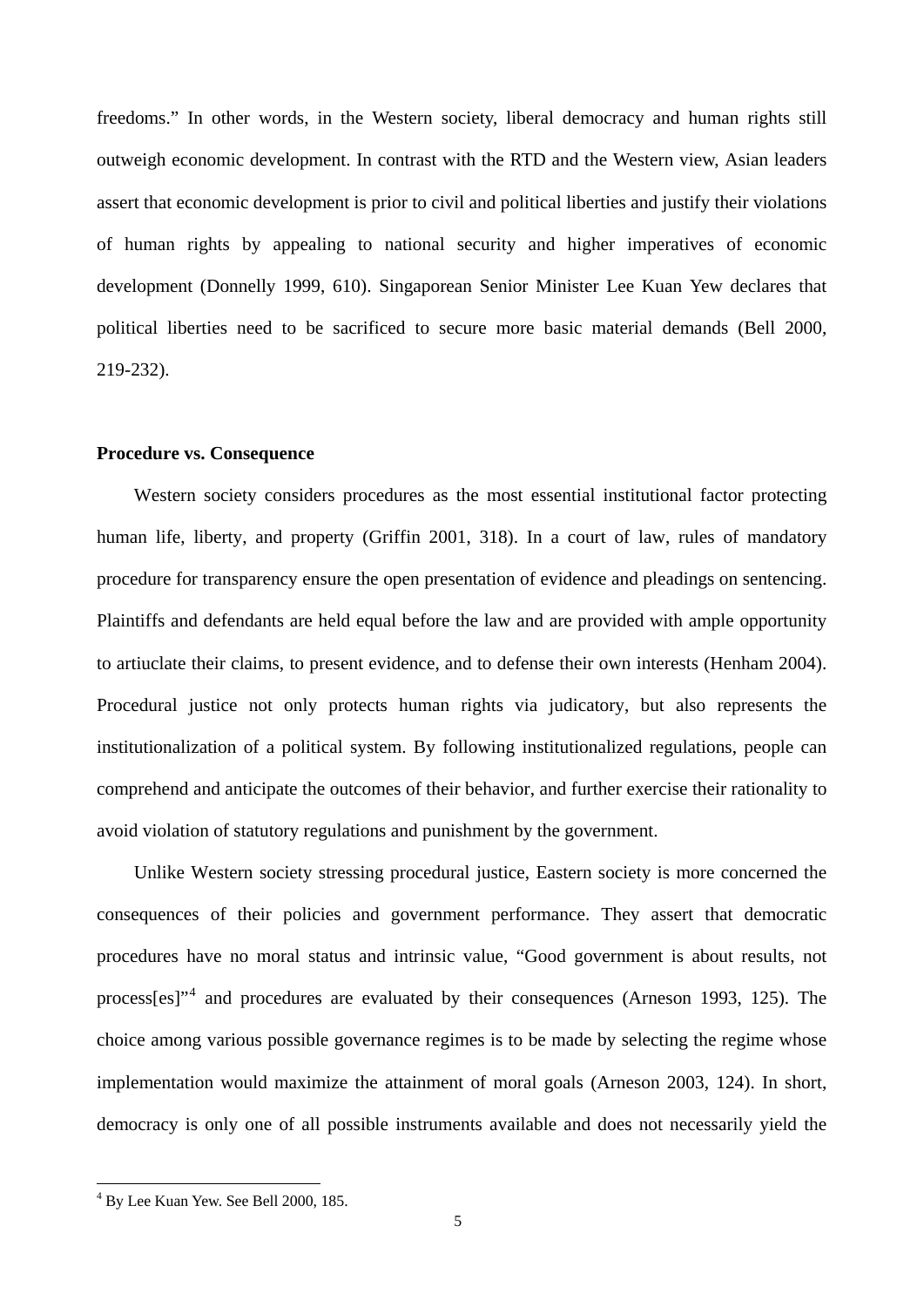freedoms." In other words, in the Western society, liberal democracy and human rights still outweigh economic development. In contrast with the RTD and the Western view, Asian leaders assert that economic development is prior to civil and political liberties and justify their violations of human rights by appealing to national security and higher imperatives of economic development (Donnelly 1999, 610). Singaporean Senior Minister Lee Kuan Yew declares that political liberties need to be sacrificed to secure more basic material demands (Bell 2000, 219-232).

**Procedure vs. Consequence**

Western society considers procedures as the most essential institutional factor protecting human life, liberty, and property (Griffin 2001, 318). In a court of law, rules of mandatory procedure for transparency ensure the open presentation of evidence and pleadings on sentencing. Plaintiffs and defendants are held equal before the law and are provided with ample opportunity to artiuclate their claims, to present evidence, and to defense their own interests (Henham 2004). Procedural justice not only protects human rights via judicatory, but also represents the institutionalization of a political system. By following institutionalized regulations, people can comprehend and anticipate the outcomes of their behavior, and further exercise their rationality to avoid violation of statutory regulations and punishment by the government.

Unlike Western society stressing procedural justice, Eastern society is more concerned the consequences of their policies and government performance. They assert that democratic procedures have no moral status and intrinsic value, "Good government is about results, not process[es]"[4] and procedures are evaluated by their consequences (Arneson 1993, 125). The choice among various possible governance regimes is to be made by selecting the regime whose implementation would maximize the attainment of moral goals (Arneson 2003, 124). In short, democracy is only one of all possible instruments available and does not necessarily yield the

[4] By Lee Kuan Yew. See Bell 2000, 185.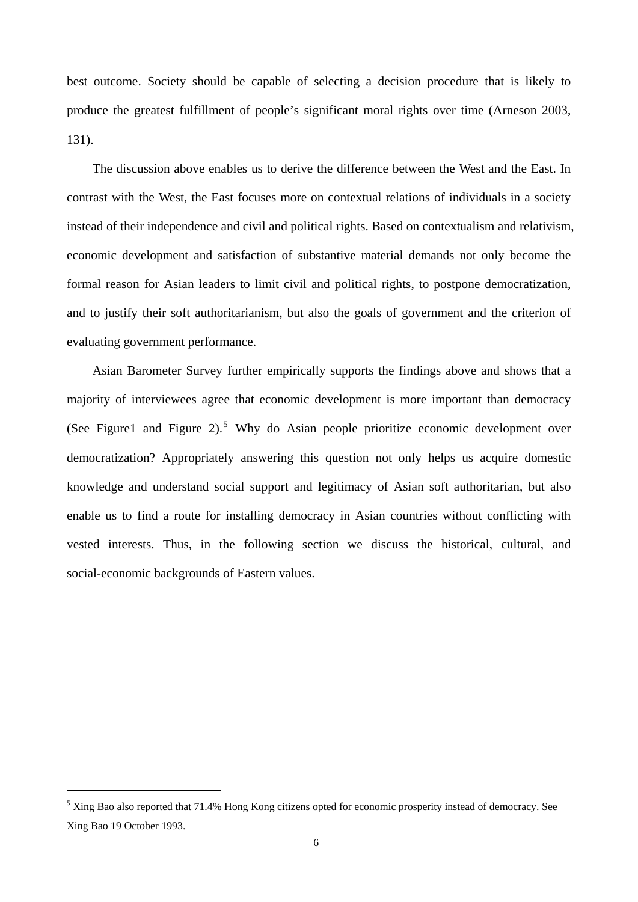best outcome. Society should be capable of selecting a decision procedure that is likely to produce the greatest fulfillment of people's significant moral rights over time (Arneson 2003, 131).

The discussion above enables us to derive the difference between the West and the East. In contrast with the West, the East focuses more on contextual relations of individuals in a society instead of their independence and civil and political rights. Based on contextualism and relativism, economic development and satisfaction of substantive material demands not only become the formal reason for Asian leaders to limit civil and political rights, to postpone democratization, and to justify their soft authoritarianism, but also the goals of government and the criterion of evaluating government performance.

Asian Barometer Survey further empirically supports the findings above and shows that a majority of interviewees agree that economic development is more important than democracy (See Figure1 and Figure 2).[5] Why do Asian people prioritize economic development over democratization? Appropriately answering this question not only helps us acquire domestic knowledge and understand social support and legitimacy of Asian soft authoritarian, but also enable us to find a route for installing democracy in Asian countries without conflicting with vested interests. Thus, in the following section we discuss the historical, cultural, and social-economic backgrounds of Eastern values.

---

[5] Xing Bao also reported that 71.4% Hong Kong citizens opted for economic prosperity instead of democracy. See Xing Bao 19 October 1993.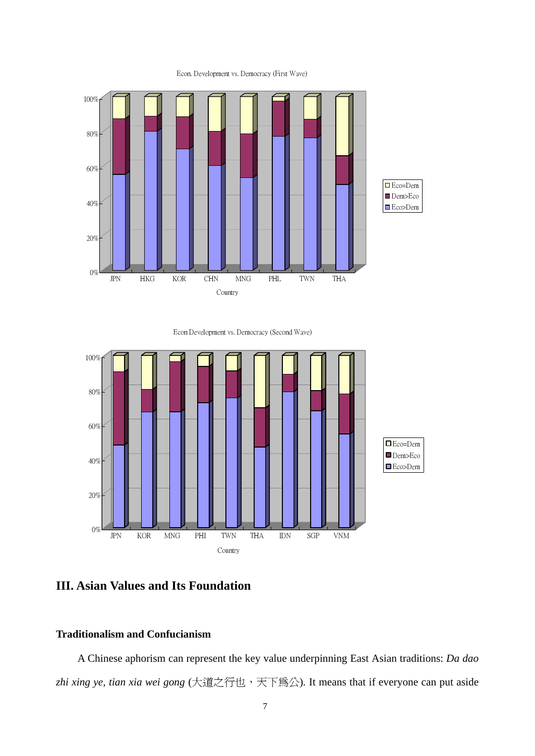## III. Asian Values and Its Foundation

### Traditionalism and Confucianism

A Chinese aphorism can represent the key value underpinning East Asian traditions: *Da dao zhi xing ye, tian xia wei gong* (大道之行也，天下爲公). It means that if everyone can put aside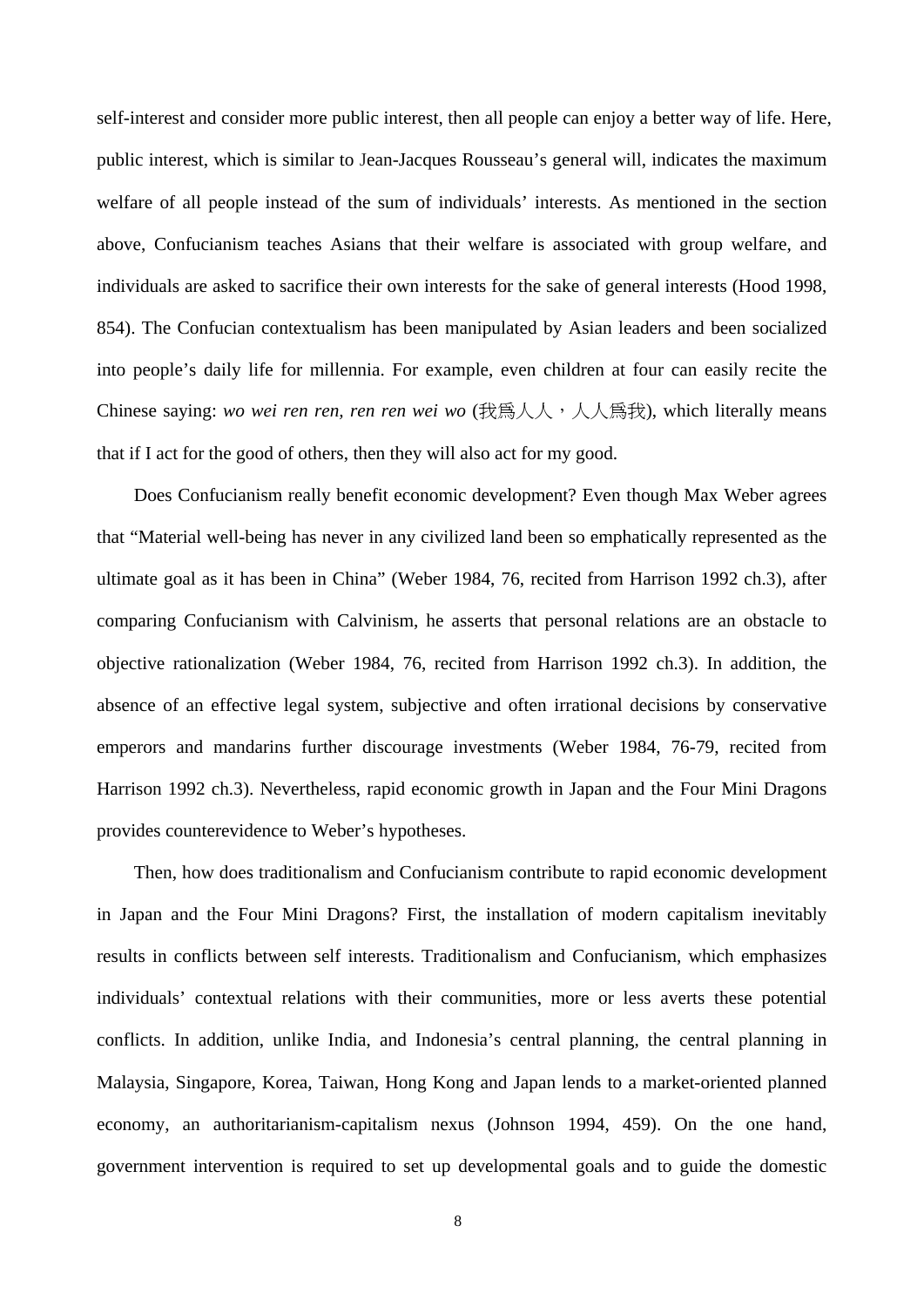self-interest and consider more public interest, then all people can enjoy a better way of life. Here, public interest, which is similar to Jean-Jacques Rousseau's general will, indicates the maximum welfare of all people instead of the sum of individuals' interests. As mentioned in the section above, Confucianism teaches Asians that their welfare is associated with group welfare, and individuals are asked to sacrifice their own interests for the sake of general interests (Hood 1998, 854). The Confucian contextualism has been manipulated by Asian leaders and been socialized into people's daily life for millennia. For example, even children at four can easily recite the Chinese saying: *wo wei ren ren, ren ren wei wo* (我爲人人，人人爲我), which literally means that if I act for the good of others, then they will also act for my good.

Does Confucianism really benefit economic development? Even though Max Weber agrees that "Material well-being has never in any civilized land been so emphatically represented as the ultimate goal as it has been in China" (Weber 1984, 76, recited from Harrison 1992 ch.3), after comparing Confucianism with Calvinism, he asserts that personal relations are an obstacle to objective rationalization (Weber 1984, 76, recited from Harrison 1992 ch.3). In addition, the absence of an effective legal system, subjective and often irrational decisions by conservative emperors and mandarins further discourage investments (Weber 1984, 76-79, recited from Harrison 1992 ch.3). Nevertheless, rapid economic growth in Japan and the Four Mini Dragons provides counterevidence to Weber's hypotheses.

Then, how does traditionalism and Confucianism contribute to rapid economic development in Japan and the Four Mini Dragons? First, the installation of modern capitalism inevitably results in conflicts between self interests. Traditionalism and Confucianism, which emphasizes individuals' contextual relations with their communities, more or less averts these potential conflicts. In addition, unlike India, and Indonesia's central planning, the central planning in Malaysia, Singapore, Korea, Taiwan, Hong Kong and Japan lends to a market-oriented planned economy, an authoritarianism-capitalism nexus (Johnson 1994, 459). On the one hand, government intervention is required to set up developmental goals and to guide the domestic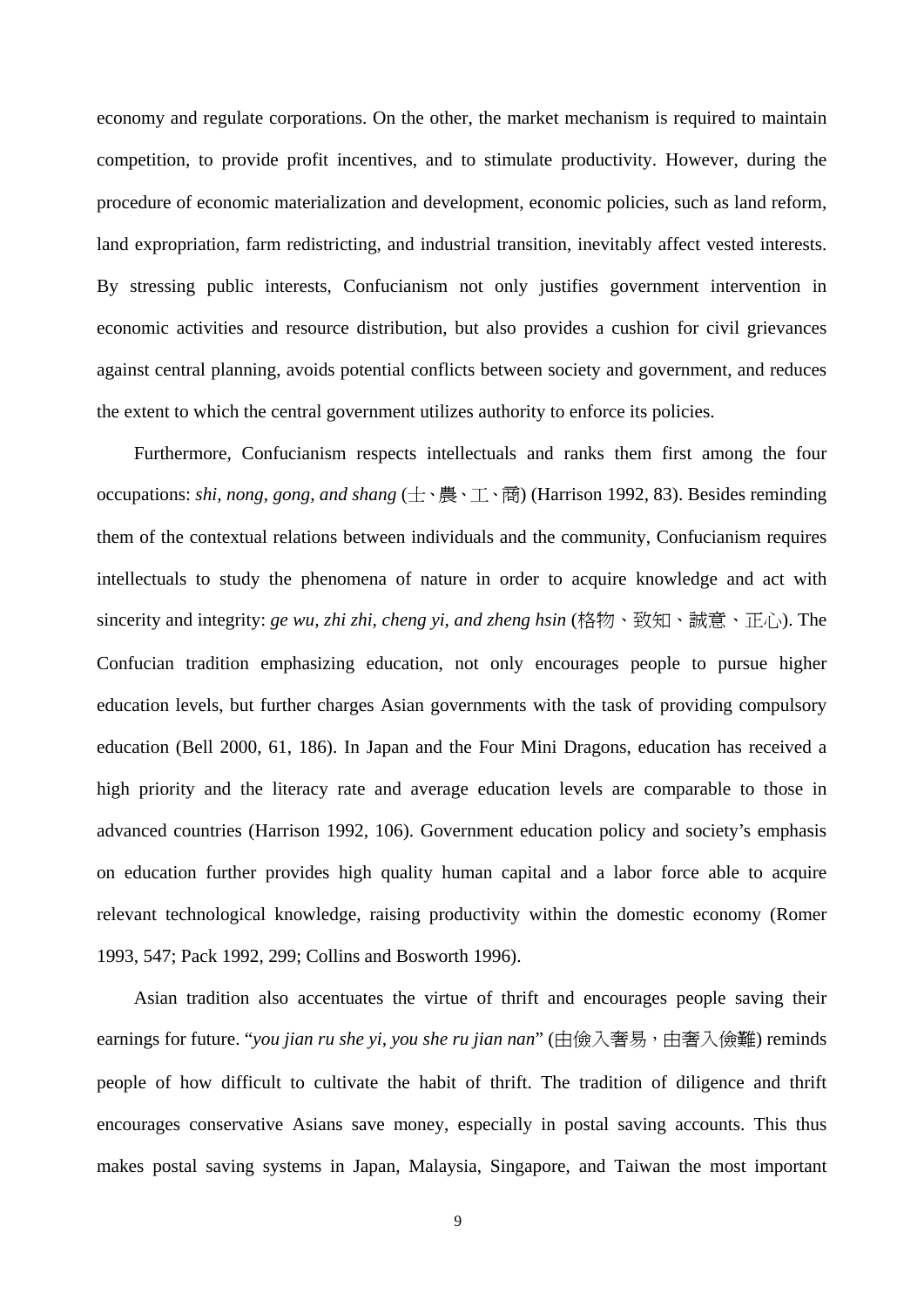economy and regulate corporations. On the other, the market mechanism is required to maintain competition, to provide profit incentives, and to stimulate productivity. However, during the procedure of economic materialization and development, economic policies, such as land reform, land expropriation, farm redistricting, and industrial transition, inevitably affect vested interests. By stressing public interests, Confucianism not only justifies government intervention in economic activities and resource distribution, but also provides a cushion for civil grievances against central planning, avoids potential conflicts between society and government, and reduces the extent to which the central government utilizes authority to enforce its policies.

Furthermore, Confucianism respects intellectuals and ranks them first among the four occupations: *shi, nong, gong, and shang* (士、農、工、商) (Harrison 1992, 83). Besides reminding them of the contextual relations between individuals and the community, Confucianism requires intellectuals to study the phenomena of nature in order to acquire knowledge and act with sincerity and integrity: *ge wu, zhi zhi, cheng yi, and zheng hsin* (格物、致知、誠意、正心). The Confucian tradition emphasizing education, not only encourages people to pursue higher education levels, but further charges Asian governments with the task of providing compulsory education (Bell 2000, 61, 186). In Japan and the Four Mini Dragons, education has received a high priority and the literacy rate and average education levels are comparable to those in advanced countries (Harrison 1992, 106). Government education policy and society's emphasis on education further provides high quality human capital and a labor force able to acquire relevant technological knowledge, raising productivity within the domestic economy (Romer 1993, 547; Pack 1992, 299; Collins and Bosworth 1996).

Asian tradition also accentuates the virtue of thrift and encourages people saving their earnings for future. "*you jian ru she yi, you she ru jian nan*" (由儉入奢易，由奢入儉難) reminds people of how difficult to cultivate the habit of thrift. The tradition of diligence and thrift encourages conservative Asians save money, especially in postal saving accounts. This thus makes postal saving systems in Japan, Malaysia, Singapore, and Taiwan the most important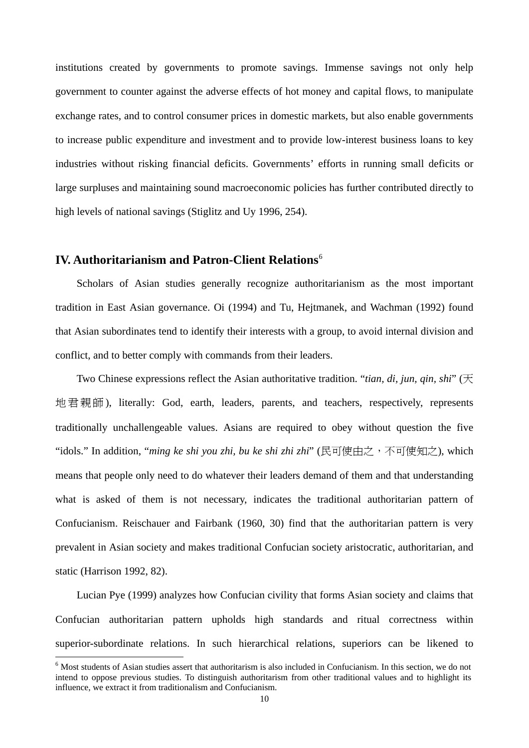institutions created by governments to promote savings. Immense savings not only help government to counter against the adverse effects of hot money and capital flows, to manipulate exchange rates, and to control consumer prices in domestic markets, but also enable governments to increase public expenditure and investment and to provide low-interest business loans to key industries without risking financial deficits. Governments' efforts in running small deficits or large surpluses and maintaining sound macroeconomic policies has further contributed directly to high levels of national savings (Stiglitz and Uy 1996, 254).

## IV. Authoritarianism and Patron-Client Relations[6]

Scholars of Asian studies generally recognize authoritarianism as the most important tradition in East Asian governance. Oi (1994) and Tu, Hejtmanek, and Wachman (1992) found that Asian subordinates tend to identify their interests with a group, to avoid internal division and conflict, and to better comply with commands from their leaders.

Two Chinese expressions reflect the Asian authoritative tradition. "*tian, di, jun, qin, shi*" (天地君親師), literally: God, earth, leaders, parents, and teachers, respectively, represents traditionally unchallengeable values. Asians are required to obey without question the five "idols." In addition, "*ming ke shi you zhi, bu ke shi zhi zhi*" (民可使由之，不可使知之), which means that people only need to do whatever their leaders demand of them and that understanding what is asked of them is not necessary, indicates the traditional authoritarian pattern of Confucianism. Reischauer and Fairbank (1960, 30) find that the authoritarian pattern is very prevalent in Asian society and makes traditional Confucian society aristocratic, authoritarian, and static (Harrison 1992, 82).

Lucian Pye (1999) analyzes how Confucian civility that forms Asian society and claims that Confucian authoritarian pattern upholds high standards and ritual correctness within superior-subordinate relations. In such hierarchical relations, superiors can be likened to

[6] Most students of Asian studies assert that authoritarism is also included in Confucianism. In this section, we do not intend to oppose previous studies. To distinguish authoritarism from other traditional values and to highlight its influence, we extract it from traditionalism and Confucianism.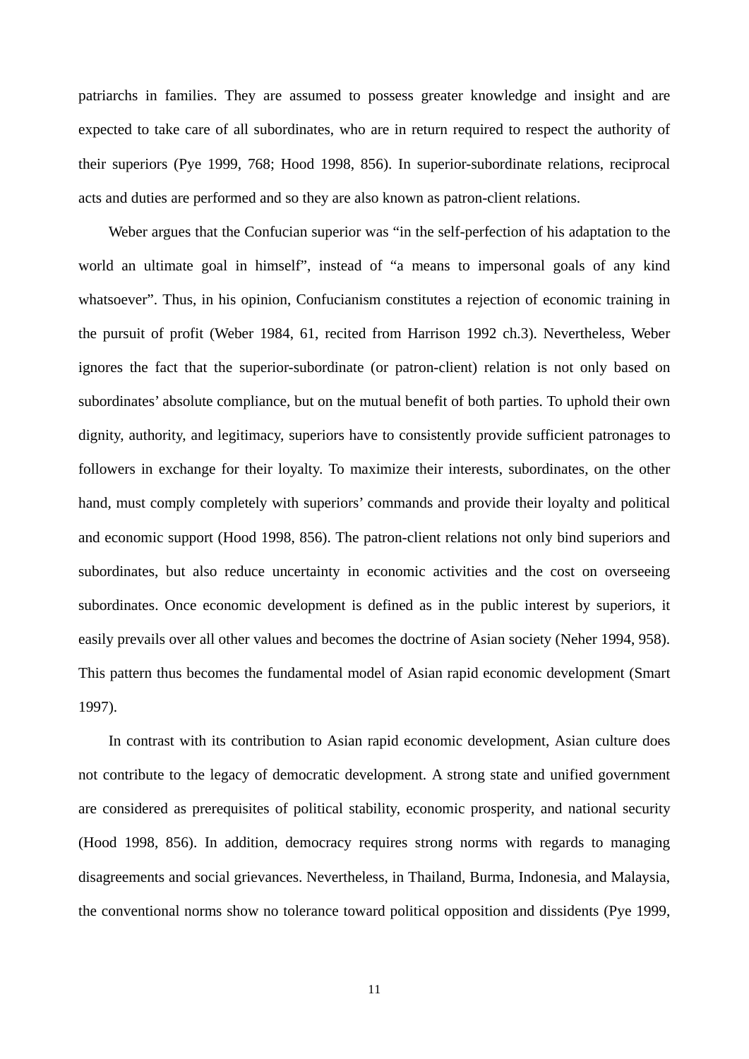patriarchs in families. They are assumed to possess greater knowledge and insight and are expected to take care of all subordinates, who are in return required to respect the authority of their superiors (Pye 1999, 768; Hood 1998, 856). In superior-subordinate relations, reciprocal acts and duties are performed and so they are also known as patron-client relations.

Weber argues that the Confucian superior was "in the self-perfection of his adaptation to the world an ultimate goal in himself", instead of "a means to impersonal goals of any kind whatsoever". Thus, in his opinion, Confucianism constitutes a rejection of economic training in the pursuit of profit (Weber 1984, 61, recited from Harrison 1992 ch.3). Nevertheless, Weber ignores the fact that the superior-subordinate (or patron-client) relation is not only based on subordinates' absolute compliance, but on the mutual benefit of both parties. To uphold their own dignity, authority, and legitimacy, superiors have to consistently provide sufficient patronages to followers in exchange for their loyalty. To maximize their interests, subordinates, on the other hand, must comply completely with superiors' commands and provide their loyalty and political and economic support (Hood 1998, 856). The patron-client relations not only bind superiors and subordinates, but also reduce uncertainty in economic activities and the cost on overseeing subordinates. Once economic development is defined as in the public interest by superiors, it easily prevails over all other values and becomes the doctrine of Asian society (Neher 1994, 958). This pattern thus becomes the fundamental model of Asian rapid economic development (Smart 1997).

In contrast with its contribution to Asian rapid economic development, Asian culture does not contribute to the legacy of democratic development. A strong state and unified government are considered as prerequisites of political stability, economic prosperity, and national security (Hood 1998, 856). In addition, democracy requires strong norms with regards to managing disagreements and social grievances. Nevertheless, in Thailand, Burma, Indonesia, and Malaysia, the conventional norms show no tolerance toward political opposition and dissidents (Pye 1999,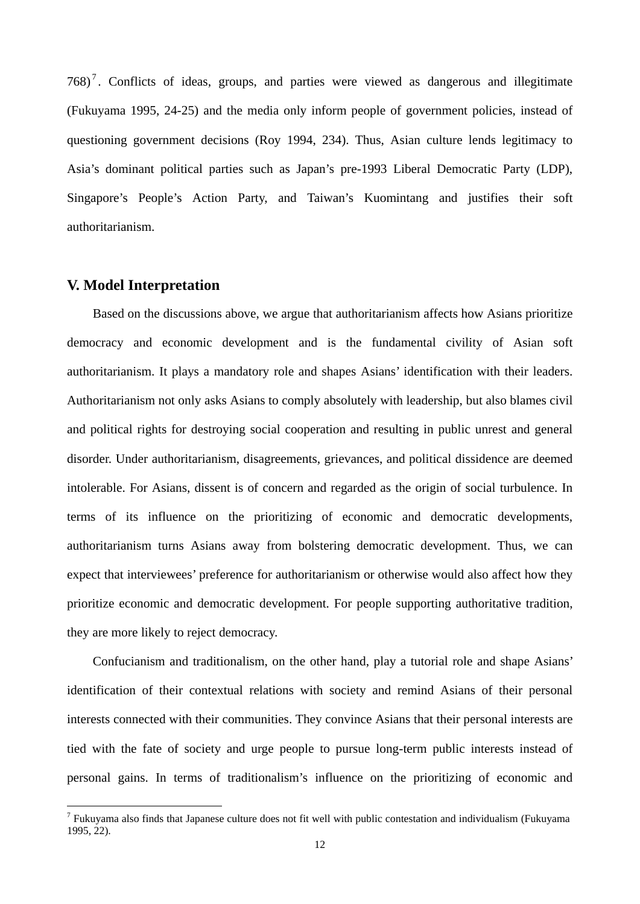768)[7]. Conflicts of ideas, groups, and parties were viewed as dangerous and illegitimate (Fukuyama 1995, 24-25) and the media only inform people of government policies, instead of questioning government decisions (Roy 1994, 234). Thus, Asian culture lends legitimacy to Asia's dominant political parties such as Japan's pre-1993 Liberal Democratic Party (LDP), Singapore's People's Action Party, and Taiwan's Kuomintang and justifies their soft authoritarianism.

## V. Model Interpretation

Based on the discussions above, we argue that authoritarianism affects how Asians prioritize democracy and economic development and is the fundamental civility of Asian soft authoritarianism. It plays a mandatory role and shapes Asians' identification with their leaders. Authoritarianism not only asks Asians to comply absolutely with leadership, but also blames civil and political rights for destroying social cooperation and resulting in public unrest and general disorder. Under authoritarianism, disagreements, grievances, and political dissidence are deemed intolerable. For Asians, dissent is of concern and regarded as the origin of social turbulence. In terms of its influence on the prioritizing of economic and democratic developments, authoritarianism turns Asians away from bolstering democratic development. Thus, we can expect that interviewees' preference for authoritarianism or otherwise would also affect how they prioritize economic and democratic development. For people supporting authoritative tradition, they are more likely to reject democracy.

Confucianism and traditionalism, on the other hand, play a tutorial role and shape Asians' identification of their contextual relations with society and remind Asians of their personal interests connected with their communities. They convince Asians that their personal interests are tied with the fate of society and urge people to pursue long-term public interests instead of personal gains. In terms of traditionalism's influence on the prioritizing of economic and

[7] Fukuyama also finds that Japanese culture does not fit well with public contestation and individualism (Fukuyama 1995, 22).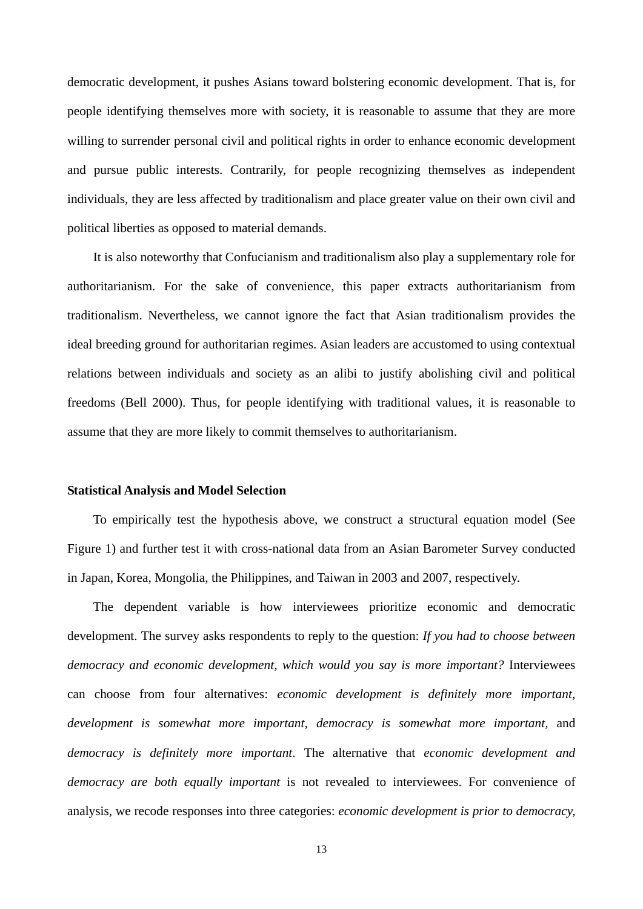democratic development, it pushes Asians toward bolstering economic development. That is, for people identifying themselves more with society, it is reasonable to assume that they are more willing to surrender personal civil and political rights in order to enhance economic development and pursue public interests. Contrarily, for people recognizing themselves as independent individuals, they are less affected by traditionalism and place greater value on their own civil and political liberties as opposed to material demands.

It is also noteworthy that Confucianism and traditionalism also play a supplementary role for authoritarianism. For the sake of convenience, this paper extracts authoritarianism from traditionalism. Nevertheless, we cannot ignore the fact that Asian traditionalism provides the ideal breeding ground for authoritarian regimes. Asian leaders are accustomed to using contextual relations between individuals and society as an alibi to justify abolishing civil and political freedoms (Bell 2000). Thus, for people identifying with traditional values, it is reasonable to assume that they are more likely to commit themselves to authoritarianism.

**Statistical Analysis and Model Selection**

To empirically test the hypothesis above, we construct a structural equation model (See Figure 1) and further test it with cross-national data from an Asian Barometer Survey conducted in Japan, Korea, Mongolia, the Philippines, and Taiwan in 2003 and 2007, respectively.

The dependent variable is how interviewees prioritize economic and democratic development. The survey asks respondents to reply to the question: *If you had to choose between democracy and economic development, which would you say is more important?* Interviewees can choose from four alternatives: *economic development is definitely more important*, *development is somewhat more important*, *democracy is somewhat more important*, and *democracy is definitely more important*. The alternative that *economic development and democracy are both equally important* is not revealed to interviewees. For convenience of analysis, we recode responses into three categories: *economic development is prior to democracy,*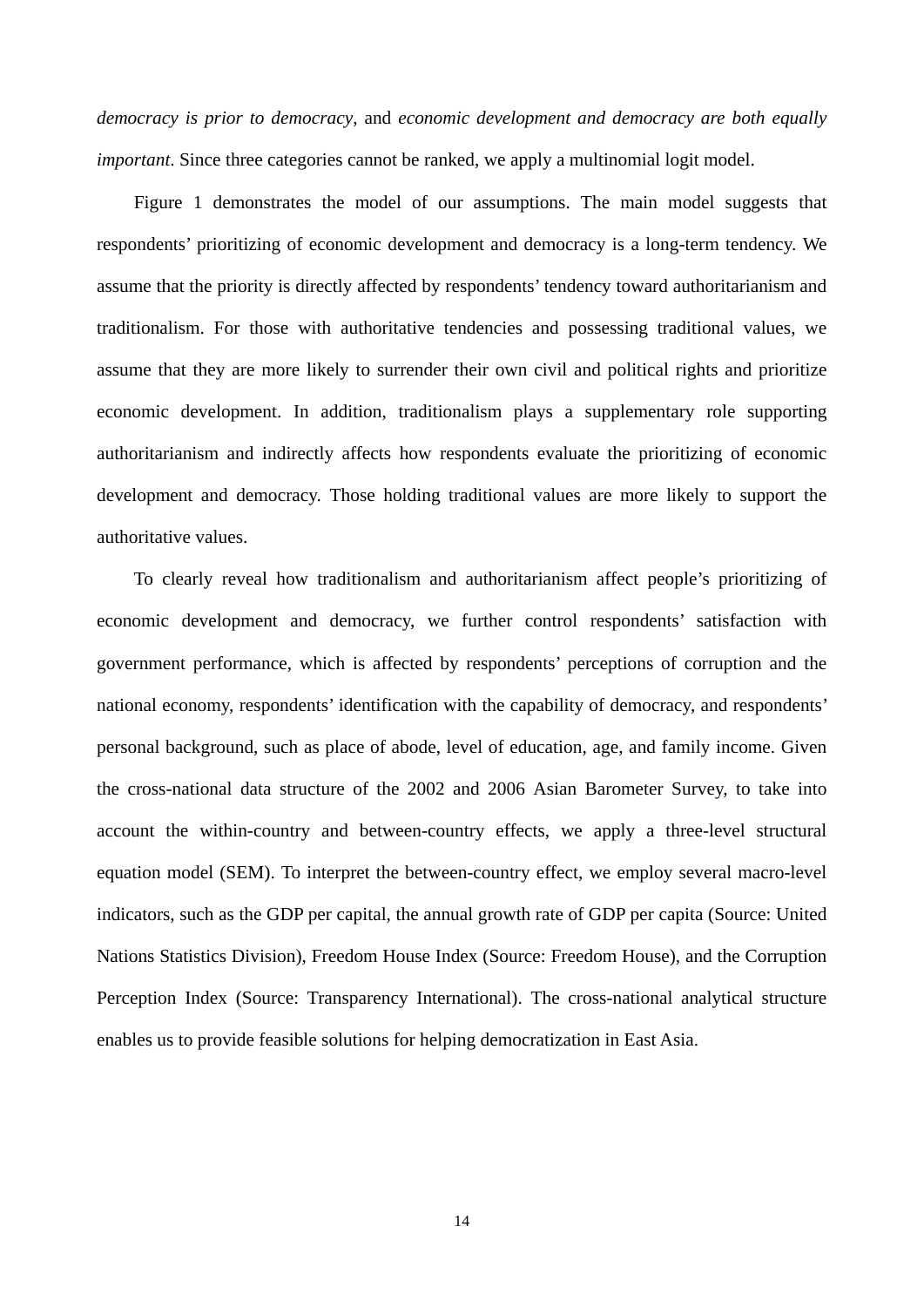*democracy is prior to democracy*, and *economic development and democracy are both equally important*. Since three categories cannot be ranked, we apply a multinomial logit model.

Figure 1 demonstrates the model of our assumptions. The main model suggests that respondents' prioritizing of economic development and democracy is a long-term tendency. We assume that the priority is directly affected by respondents' tendency toward authoritarianism and traditionalism. For those with authoritative tendencies and possessing traditional values, we assume that they are more likely to surrender their own civil and political rights and prioritize economic development. In addition, traditionalism plays a supplementary role supporting authoritarianism and indirectly affects how respondents evaluate the prioritizing of economic development and democracy. Those holding traditional values are more likely to support the authoritative values.

To clearly reveal how traditionalism and authoritarianism affect people's prioritizing of economic development and democracy, we further control respondents' satisfaction with government performance, which is affected by respondents' perceptions of corruption and the national economy, respondents' identification with the capability of democracy, and respondents' personal background, such as place of abode, level of education, age, and family income. Given the cross-national data structure of the 2002 and 2006 Asian Barometer Survey, to take into account the within-country and between-country effects, we apply a three-level structural equation model (SEM). To interpret the between-country effect, we employ several macro-level indicators, such as the GDP per capital, the annual growth rate of GDP per capita (Source: United Nations Statistics Division), Freedom House Index (Source: Freedom House), and the Corruption Perception Index (Source: Transparency International). The cross-national analytical structure enables us to provide feasible solutions for helping democratization in East Asia.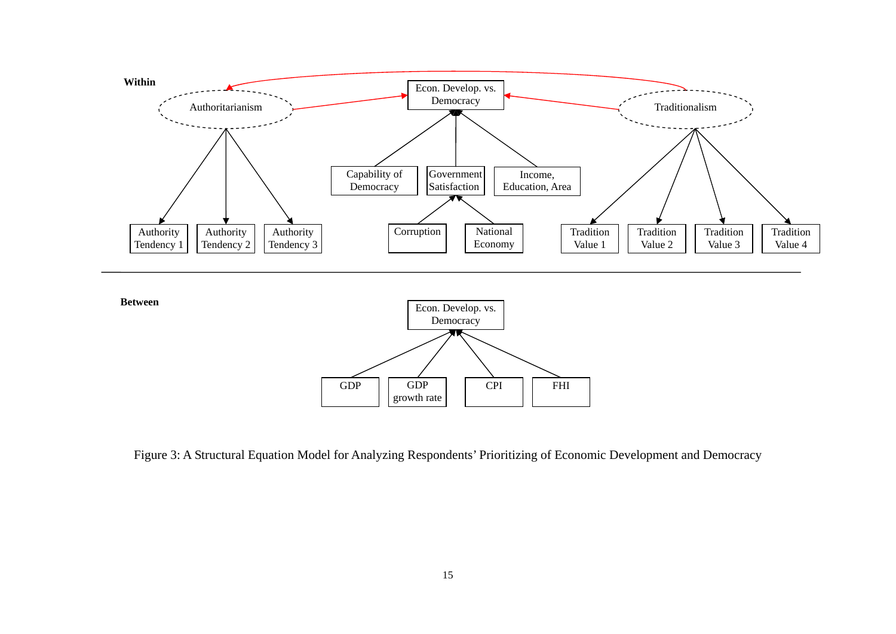**Within**

Authoritarianism

Econ. Develop. vs. Democracy

Traditionalism

Capability of Democracy

Government Satisfaction

Income, Education, Area

Authority Tendency 1

Authority Tendency 2

Authority Tendency 3

Corruption

National Economy

Tradition Value 1

Tradition Value 2

Tradition Value 3

Tradition Value 4

**Between**

Econ. Develop. vs. Democracy

GDP

GDP growth rate

CPI

FHI

Figure 3: A Structural Equation Model for Analyzing Respondents' Prioritizing of Economic Development and Democracy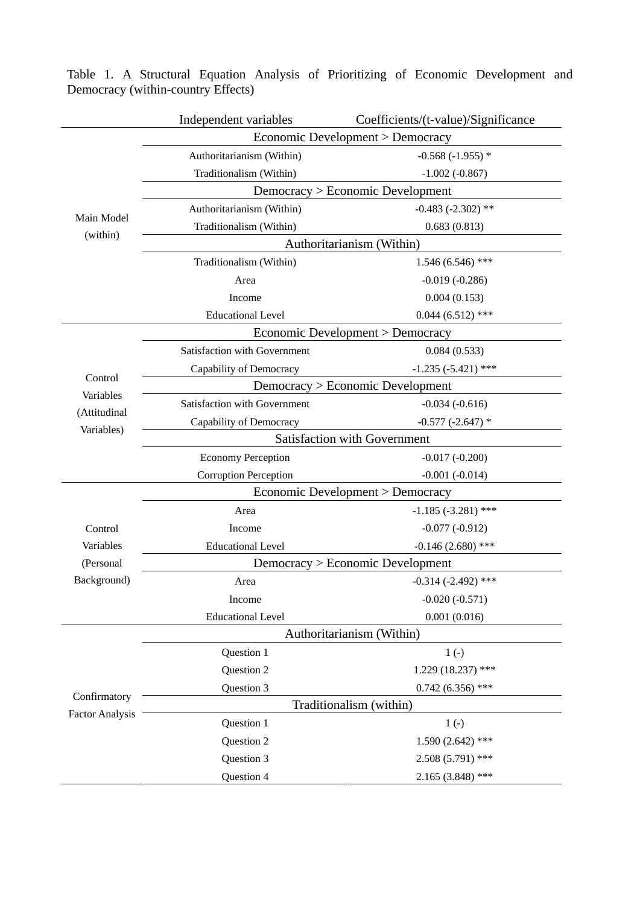Table 1. A Structural Equation Analysis of Prioritizing of Economic Development and Democracy (within-country Effects)

| | Independent variables | Coefficients/(t-value)/Significance |
|---|---|---|
| Main Model (within) | **Economic Development > Democracy** | |
| | Authoritarianism (Within) | -0.568 (-1.955) * |
| | Traditionalism (Within) | -1.002 (-0.867) |
| | **Democracy > Economic Development** | |
| | Authoritarianism (Within) | -0.483 (-2.302) ** |
| | Traditionalism (Within) | 0.683 (0.813) |
| | **Authoritarianism (Within)** | |
| | Traditionalism (Within) | 1.546 (6.546) *** |
| | Area | -0.019 (-0.286) |
| | Income | 0.004 (0.153) |
| | Educational Level | 0.044 (6.512) *** |
| Control Variables (Attitudinal Variables) | **Economic Development > Democracy** | |
| | Satisfaction with Government | 0.084 (0.533) |
| | Capability of Democracy | -1.235 (-5.421) *** |
| | **Democracy > Economic Development** | |
| | Satisfaction with Government | -0.034 (-0.616) |
| | Capability of Democracy | -0.577 (-2.647) * |
| | **Satisfaction with Government** | |
| | Economy Perception | -0.017 (-0.200) |
| | Corruption Perception | -0.001 (-0.014) |
| Control Variables (Personal Background) | **Economic Development > Democracy** | |
| | Area | -1.185 (-3.281) *** |
| | Income | -0.077 (-0.912) |
| | Educational Level | -0.146 (2.680) *** |
| | **Democracy > Economic Development** | |
| | Area | -0.314 (-2.492) *** |
| | Income | -0.020 (-0.571) |
| | Educational Level | 0.001 (0.016) |
| Confirmatory Factor Analysis | **Authoritarianism (Within)** | |
| | Question 1 | 1 (-) |
| | Question 2 | 1.229 (18.237) *** |
| | Question 3 | 0.742 (6.356) *** |
| | **Traditionalism (within)** | |
| | Question 1 | 1 (-) |
| | Question 2 | 1.590 (2.642) *** |
| | Question 3 | 2.508 (5.791) *** |
| | Question 4 | 2.165 (3.848) *** |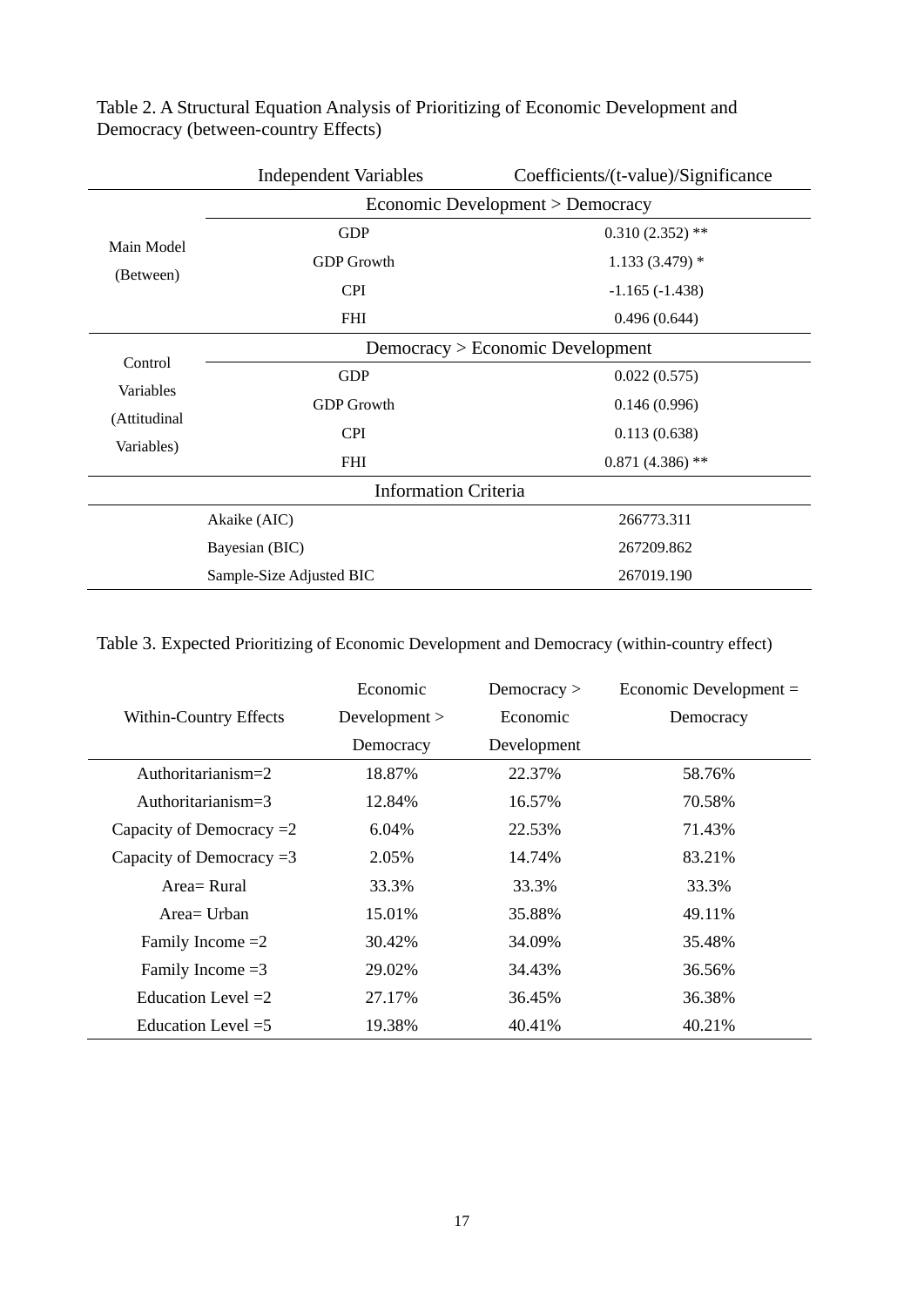Table 2. A Structural Equation Analysis of Prioritizing of Economic Development and Democracy (between-country Effects)

| | Independent Variables | Coefficients/(t-value)/Significance |
|---|---|---|
| | Economic Development > Democracy | |
| Main Model (Between) | GDP | 0.310 (2.352) ** |
| | GDP Growth | 1.133 (3.479) * |
| | CPI | -1.165 (-1.438) |
| | FHI | 0.496 (0.644) |
| | Democracy > Economic Development | |
| Control Variables (Attitudinal Variables) | GDP | 0.022 (0.575) |
| | GDP Growth | 0.146 (0.996) |
| | CPI | 0.113 (0.638) |
| | FHI | 0.871 (4.386) ** |
| | Information Criteria | |
| | Akaike (AIC) | 266773.311 |
| | Bayesian (BIC) | 267209.862 |
| | Sample-Size Adjusted BIC | 267019.190 |

Table 3. Expected Prioritizing of Economic Development and Democracy (within-country effect)

| Within-Country Effects | Economic Development > Democracy | Democracy > Economic Development | Economic Development = Democracy |
|---|---|---|---|
| Authoritarianism=2 | 18.87% | 22.37% | 58.76% |
| Authoritarianism=3 | 12.84% | 16.57% | 70.58% |
| Capacity of Democracy =2 | 6.04% | 22.53% | 71.43% |
| Capacity of Democracy =3 | 2.05% | 14.74% | 83.21% |
| Area= Rural | 33.3% | 33.3% | 33.3% |
| Area= Urban | 15.01% | 35.88% | 49.11% |
| Family Income =2 | 30.42% | 34.09% | 35.48% |
| Family Income =3 | 29.02% | 34.43% | 36.56% |
| Education Level =2 | 27.17% | 36.45% | 36.38% |
| Education Level =5 | 19.38% | 40.41% | 40.21% |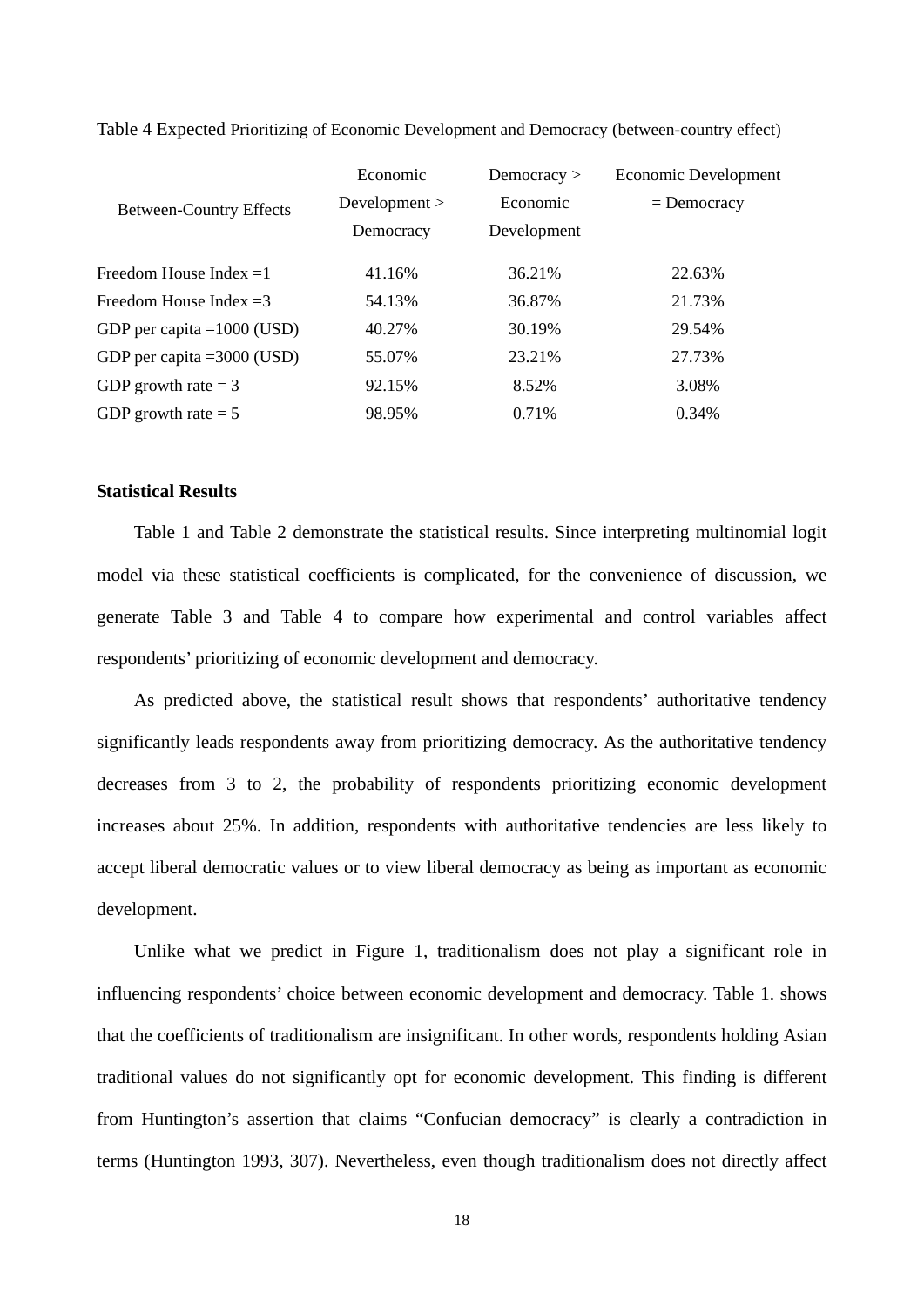Table 4 Expected Prioritizing of Economic Development and Democracy (between-country effect)

| Between-Country Effects | Economic Development > Democracy | Democracy > Economic Development | Economic Development = Democracy |
|---|---|---|---|
| Freedom House Index =1 | 41.16% | 36.21% | 22.63% |
| Freedom House Index =3 | 54.13% | 36.87% | 21.73% |
| GDP per capita =1000 (USD) | 40.27% | 30.19% | 29.54% |
| GDP per capita =3000 (USD) | 55.07% | 23.21% | 27.73% |
| GDP growth rate = 3 | 92.15% | 8.52% | 3.08% |
| GDP growth rate = 5 | 98.95% | 0.71% | 0.34% |

**Statistical Results**

Table 1 and Table 2 demonstrate the statistical results. Since interpreting multinomial logit model via these statistical coefficients is complicated, for the convenience of discussion, we generate Table 3 and Table 4 to compare how experimental and control variables affect respondents' prioritizing of economic development and democracy.

As predicted above, the statistical result shows that respondents' authoritative tendency significantly leads respondents away from prioritizing democracy. As the authoritative tendency decreases from 3 to 2, the probability of respondents prioritizing economic development increases about 25%. In addition, respondents with authoritative tendencies are less likely to accept liberal democratic values or to view liberal democracy as being as important as economic development.

Unlike what we predict in Figure 1, traditionalism does not play a significant role in influencing respondents' choice between economic development and democracy. Table 1. shows that the coefficients of traditionalism are insignificant. In other words, respondents holding Asian traditional values do not significantly opt for economic development. This finding is different from Huntington's assertion that claims "Confucian democracy" is clearly a contradiction in terms (Huntington 1993, 307). Nevertheless, even though traditionalism does not directly affect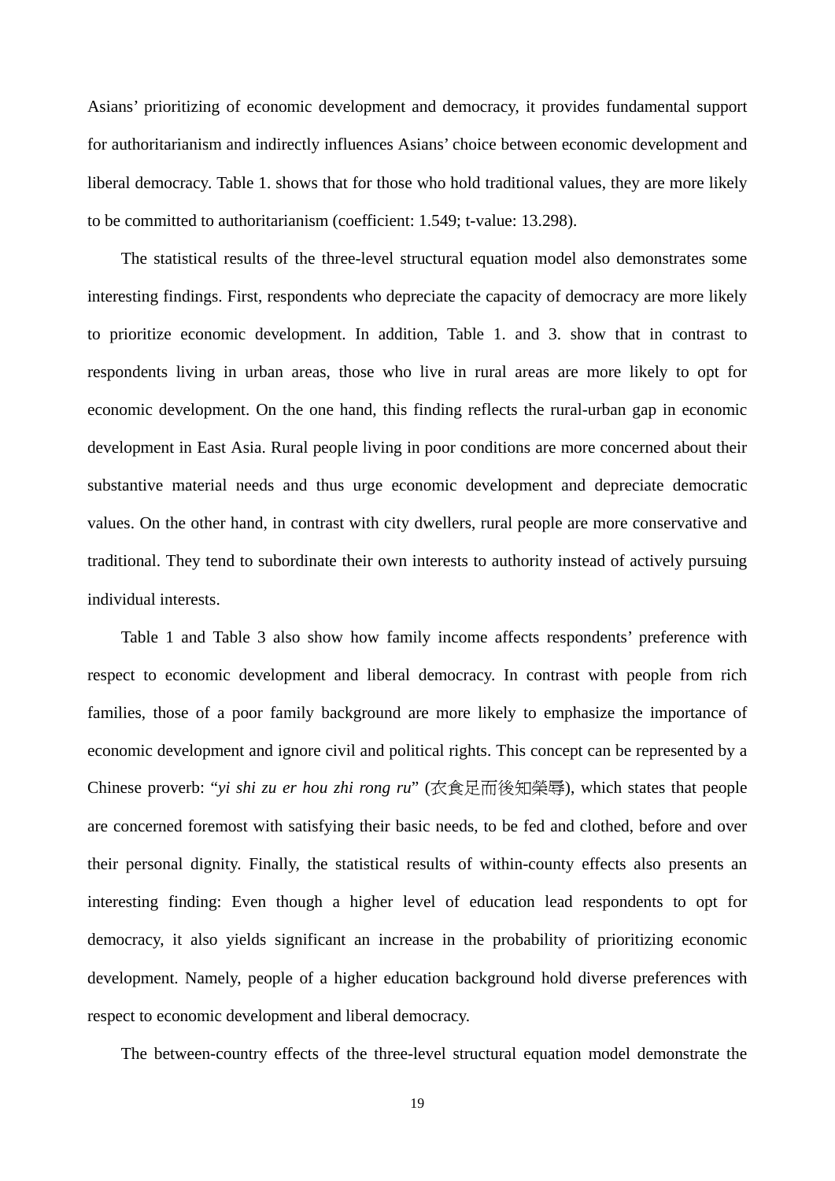Asians' prioritizing of economic development and democracy, it provides fundamental support for authoritarianism and indirectly influences Asians' choice between economic development and liberal democracy. Table 1. shows that for those who hold traditional values, they are more likely to be committed to authoritarianism (coefficient: 1.549; t-value: 13.298).

The statistical results of the three-level structural equation model also demonstrates some interesting findings. First, respondents who depreciate the capacity of democracy are more likely to prioritize economic development. In addition, Table 1. and 3. show that in contrast to respondents living in urban areas, those who live in rural areas are more likely to opt for economic development. On the one hand, this finding reflects the rural-urban gap in economic development in East Asia. Rural people living in poor conditions are more concerned about their substantive material needs and thus urge economic development and depreciate democratic values. On the other hand, in contrast with city dwellers, rural people are more conservative and traditional. They tend to subordinate their own interests to authority instead of actively pursuing individual interests.

Table 1 and Table 3 also show how family income affects respondents' preference with respect to economic development and liberal democracy. In contrast with people from rich families, those of a poor family background are more likely to emphasize the importance of economic development and ignore civil and political rights. This concept can be represented by a Chinese proverb: "*yi shi zu er hou zhi rong ru*" (衣食足而後知榮辱), which states that people are concerned foremost with satisfying their basic needs, to be fed and clothed, before and over their personal dignity. Finally, the statistical results of within-county effects also presents an interesting finding: Even though a higher level of education lead respondents to opt for democracy, it also yields significant an increase in the probability of prioritizing economic development. Namely, people of a higher education background hold diverse preferences with respect to economic development and liberal democracy.

The between-country effects of the three-level structural equation model demonstrate the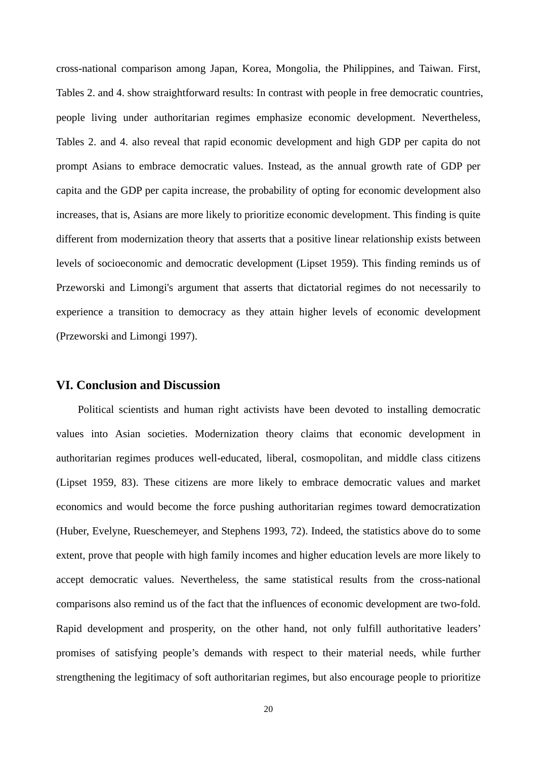cross-national comparison among Japan, Korea, Mongolia, the Philippines, and Taiwan. First, Tables 2. and 4. show straightforward results: In contrast with people in free democratic countries, people living under authoritarian regimes emphasize economic development. Nevertheless, Tables 2. and 4. also reveal that rapid economic development and high GDP per capita do not prompt Asians to embrace democratic values. Instead, as the annual growth rate of GDP per capita and the GDP per capita increase, the probability of opting for economic development also increases, that is, Asians are more likely to prioritize economic development. This finding is quite different from modernization theory that asserts that a positive linear relationship exists between levels of socioeconomic and democratic development (Lipset 1959). This finding reminds us of Przeworski and Limongi's argument that asserts that dictatorial regimes do not necessarily to experience a transition to democracy as they attain higher levels of economic development (Przeworski and Limongi 1997).

## VI. Conclusion and Discussion

Political scientists and human right activists have been devoted to installing democratic values into Asian societies. Modernization theory claims that economic development in authoritarian regimes produces well-educated, liberal, cosmopolitan, and middle class citizens (Lipset 1959, 83). These citizens are more likely to embrace democratic values and market economics and would become the force pushing authoritarian regimes toward democratization (Huber, Evelyne, Rueschemeyer, and Stephens 1993, 72). Indeed, the statistics above do to some extent, prove that people with high family incomes and higher education levels are more likely to accept democratic values. Nevertheless, the same statistical results from the cross-national comparisons also remind us of the fact that the influences of economic development are two-fold. Rapid development and prosperity, on the other hand, not only fulfill authoritative leaders' promises of satisfying people's demands with respect to their material needs, while further strengthening the legitimacy of soft authoritarian regimes, but also encourage people to prioritize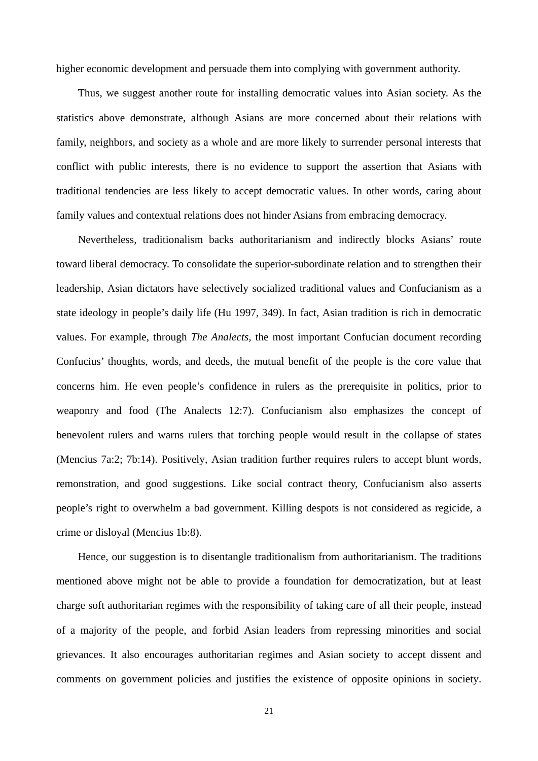higher economic development and persuade them into complying with government authority.

Thus, we suggest another route for installing democratic values into Asian society. As the statistics above demonstrate, although Asians are more concerned about their relations with family, neighbors, and society as a whole and are more likely to surrender personal interests that conflict with public interests, there is no evidence to support the assertion that Asians with traditional tendencies are less likely to accept democratic values. In other words, caring about family values and contextual relations does not hinder Asians from embracing democracy.

Nevertheless, traditionalism backs authoritarianism and indirectly blocks Asians' route toward liberal democracy. To consolidate the superior-subordinate relation and to strengthen their leadership, Asian dictators have selectively socialized traditional values and Confucianism as a state ideology in people's daily life (Hu 1997, 349). In fact, Asian tradition is rich in democratic values. For example, through *The Analects*, the most important Confucian document recording Confucius' thoughts, words, and deeds, the mutual benefit of the people is the core value that concerns him. He even people's confidence in rulers as the prerequisite in politics, prior to weaponry and food (The Analects 12:7). Confucianism also emphasizes the concept of benevolent rulers and warns rulers that torching people would result in the collapse of states (Mencius 7a:2; 7b:14). Positively, Asian tradition further requires rulers to accept blunt words, remonstration, and good suggestions. Like social contract theory, Confucianism also asserts people's right to overwhelm a bad government. Killing despots is not considered as regicide, a crime or disloyal (Mencius 1b:8).

Hence, our suggestion is to disentangle traditionalism from authoritarianism. The traditions mentioned above might not be able to provide a foundation for democratization, but at least charge soft authoritarian regimes with the responsibility of taking care of all their people, instead of a majority of the people, and forbid Asian leaders from repressing minorities and social grievances. It also encourages authoritarian regimes and Asian society to accept dissent and comments on government policies and justifies the existence of opposite opinions in society.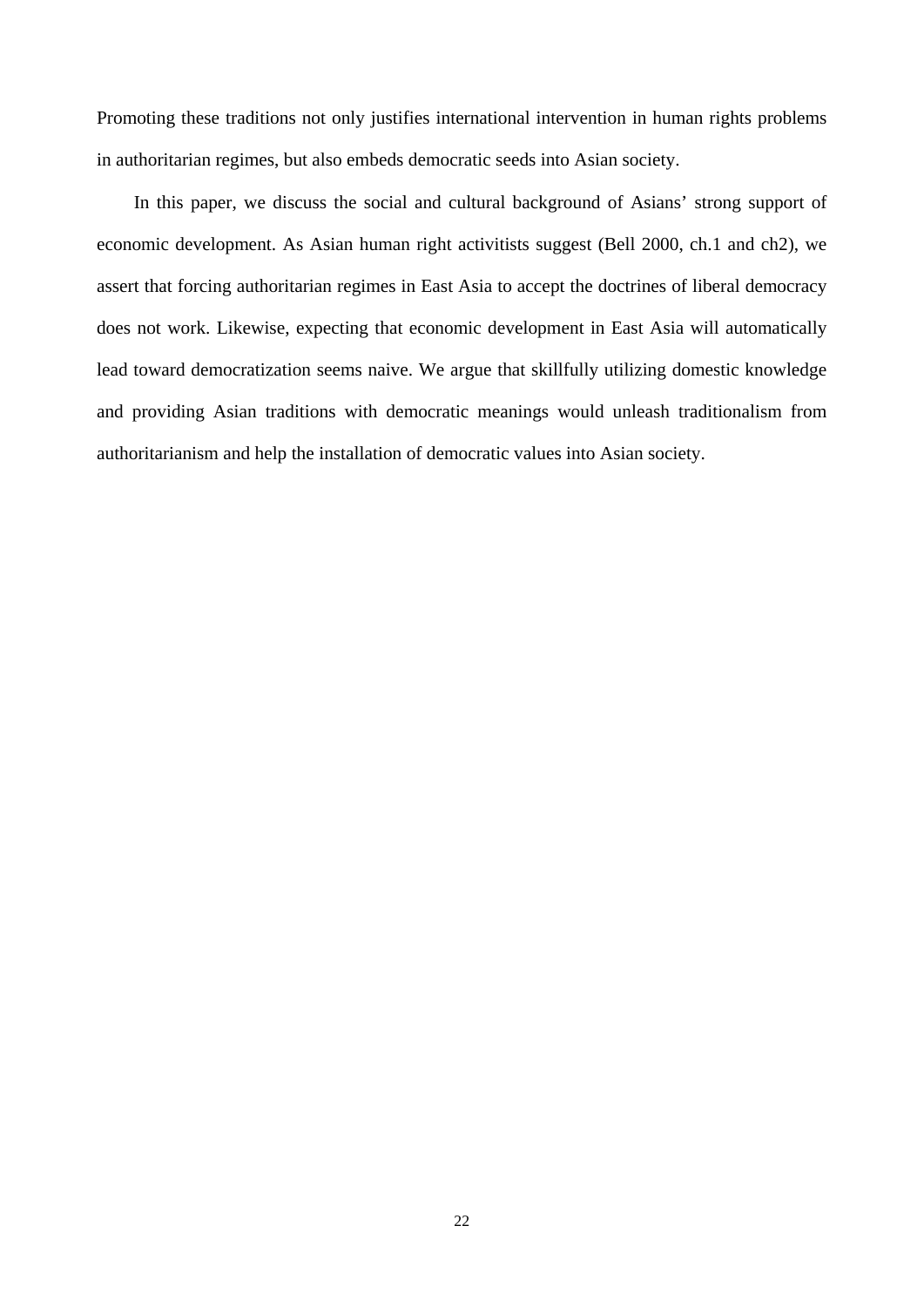Promoting these traditions not only justifies international intervention in human rights problems in authoritarian regimes, but also embeds democratic seeds into Asian society.

In this paper, we discuss the social and cultural background of Asians' strong support of economic development. As Asian human right activitists suggest (Bell 2000, ch.1 and ch2), we assert that forcing authoritarian regimes in East Asia to accept the doctrines of liberal democracy does not work. Likewise, expecting that economic development in East Asia will automatically lead toward democratization seems naive. We argue that skillfully utilizing domestic knowledge and providing Asian traditions with democratic meanings would unleash traditionalism from authoritarianism and help the installation of democratic values into Asian society.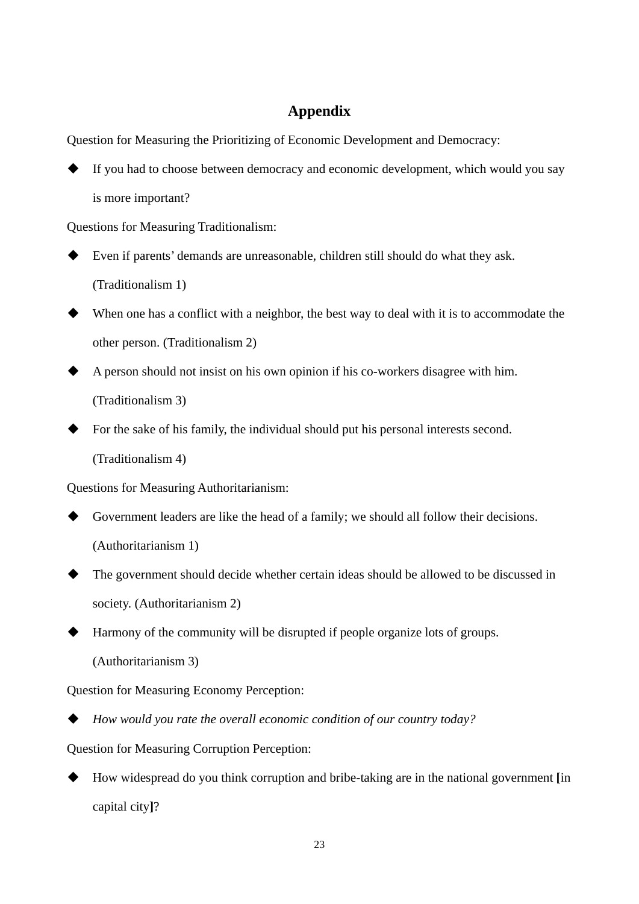# Appendix

Question for Measuring the Prioritizing of Economic Development and Democracy:

- If you had to choose between democracy and economic development, which would you say is more important?

Questions for Measuring Traditionalism:

- Even if parents' demands are unreasonable, children still should do what they ask. (Traditionalism 1)
- When one has a conflict with a neighbor, the best way to deal with it is to accommodate the other person. (Traditionalism 2)
- A person should not insist on his own opinion if his co-workers disagree with him. (Traditionalism 3)
- For the sake of his family, the individual should put his personal interests second. (Traditionalism 4)

Questions for Measuring Authoritarianism:

- Government leaders are like the head of a family; we should all follow their decisions. (Authoritarianism 1)
- The government should decide whether certain ideas should be allowed to be discussed in society. (Authoritarianism 2)
- Harmony of the community will be disrupted if people organize lots of groups. (Authoritarianism 3)

Question for Measuring Economy Perception:

- *How would you rate the overall economic condition of our country today?*

Question for Measuring Corruption Perception:

- How widespread do you think corruption and bribe-taking are in the national government **[**in capital city**]**?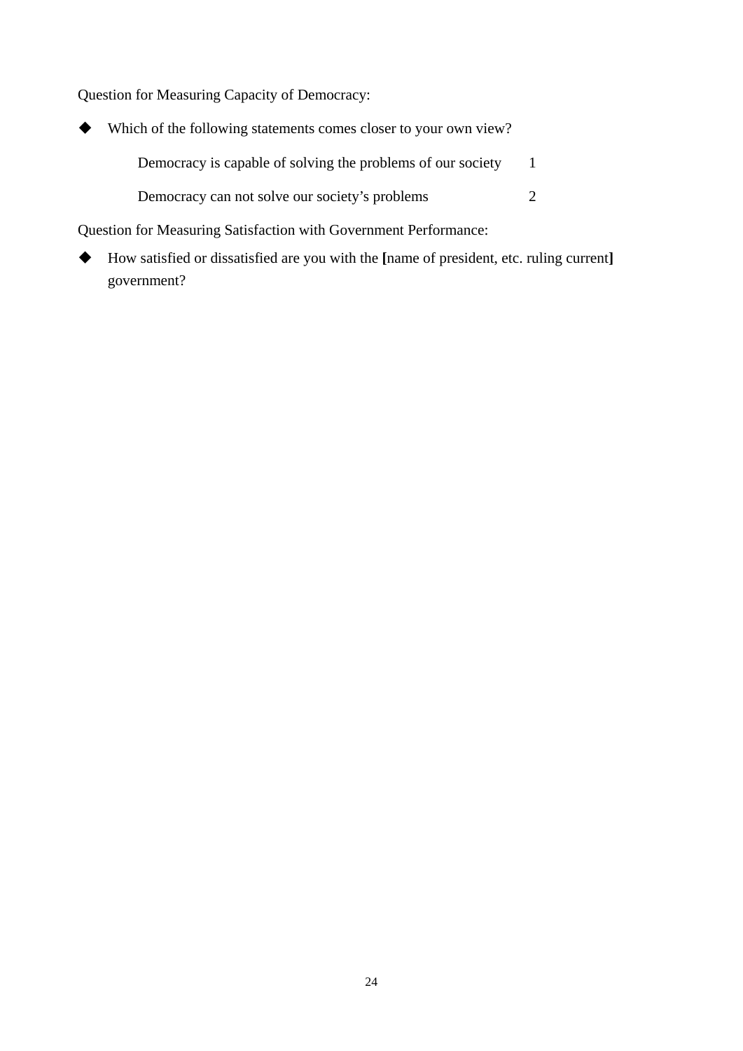Question for Measuring Capacity of Democracy:

- Which of the following statements comes closer to your own view?

  | | |
  |---|---|
  | Democracy is capable of solving the problems of our society | 1 |
  | Democracy can not solve our society's problems | 2 |

Question for Measuring Satisfaction with Government Performance:

- How satisfied or dissatisfied are you with the **[**name of president, etc. ruling current**]** government?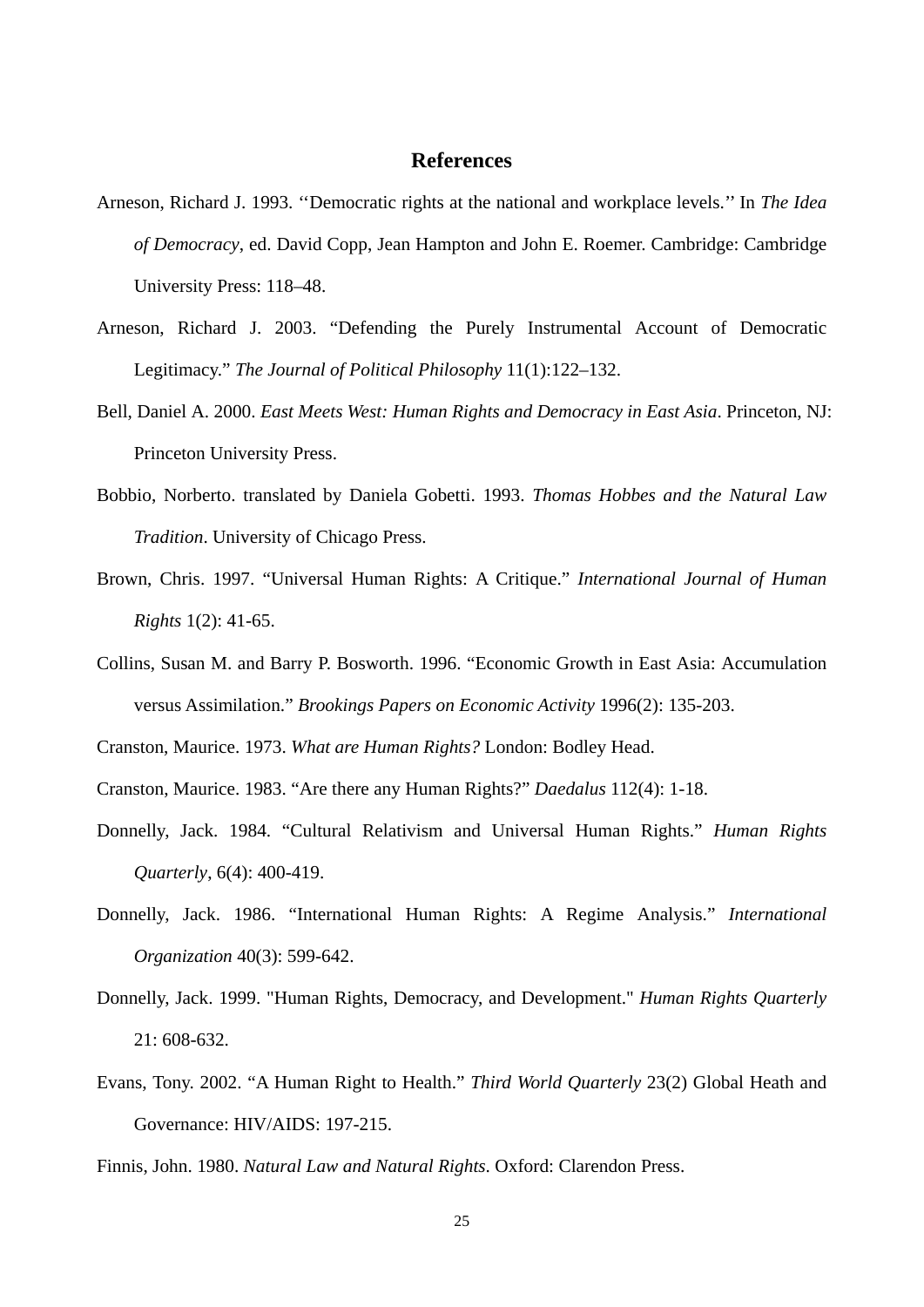## References

Arneson, Richard J. 1993. ‘‘Democratic rights at the national and workplace levels.’’ In *The Idea of Democracy*, ed. David Copp, Jean Hampton and John E. Roemer. Cambridge: Cambridge University Press: 118–48.

Arneson, Richard J. 2003. “Defending the Purely Instrumental Account of Democratic Legitimacy.” *The Journal of Political Philosophy* 11(1):122–132.

Bell, Daniel A. 2000. *East Meets West: Human Rights and Democracy in East Asia*. Princeton, NJ: Princeton University Press.

Bobbio, Norberto. translated by Daniela Gobetti. 1993. *Thomas Hobbes and the Natural Law Tradition*. University of Chicago Press.

Brown, Chris. 1997. “Universal Human Rights: A Critique.” *International Journal of Human Rights* 1(2): 41-65.

Collins, Susan M. and Barry P. Bosworth. 1996. “Economic Growth in East Asia: Accumulation versus Assimilation.” *Brookings Papers on Economic Activity* 1996(2): 135-203.

Cranston, Maurice. 1973. *What are Human Rights?* London: Bodley Head.

Cranston, Maurice. 1983. “Are there any Human Rights?” *Daedalus* 112(4): 1-18.

Donnelly, Jack. 1984. “Cultural Relativism and Universal Human Rights.” *Human Rights Quarterly*, 6(4): 400-419.

Donnelly, Jack. 1986. “International Human Rights: A Regime Analysis.” *International Organization* 40(3): 599-642.

Donnelly, Jack. 1999. "Human Rights, Democracy, and Development." *Human Rights Quarterly* 21: 608-632.

Evans, Tony. 2002. “A Human Right to Health.” *Third World Quarterly* 23(2) Global Heath and Governance: HIV/AIDS: 197-215.

Finnis, John. 1980. *Natural Law and Natural Rights*. Oxford: Clarendon Press.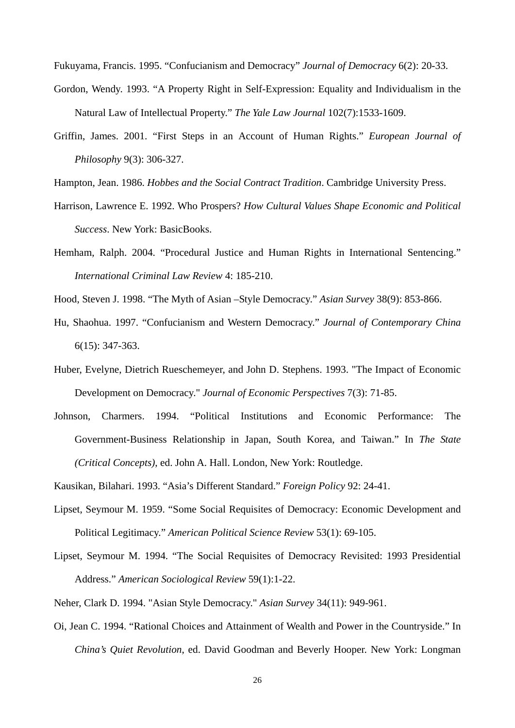Fukuyama, Francis. 1995. “Confucianism and Democracy” *Journal of Democracy* 6(2): 20-33.

Gordon, Wendy. 1993. “A Property Right in Self-Expression: Equality and Individualism in the Natural Law of Intellectual Property.” *The Yale Law Journal* 102(7):1533-1609.

Griffin, James. 2001. “First Steps in an Account of Human Rights.” *European Journal of Philosophy* 9(3): 306-327.

Hampton, Jean. 1986. *Hobbes and the Social Contract Tradition*. Cambridge University Press.

Harrison, Lawrence E. 1992. Who Prospers? *How Cultural Values Shape Economic and Political Success*. New York: BasicBooks.

Hemham, Ralph. 2004. “Procedural Justice and Human Rights in International Sentencing.” *International Criminal Law Review* 4: 185-210.

Hood, Steven J. 1998. “The Myth of Asian –Style Democracy.” *Asian Survey* 38(9): 853-866.

Hu, Shaohua. 1997. “Confucianism and Western Democracy.” *Journal of Contemporary China* 6(15): 347-363.

Huber, Evelyne, Dietrich Rueschemeyer, and John D. Stephens. 1993. "The Impact of Economic Development on Democracy." *Journal of Economic Perspectives* 7(3): 71-85.

Johnson, Charmers. 1994. “Political Institutions and Economic Performance: The Government-Business Relationship in Japan, South Korea, and Taiwan.” In *The State (Critical Concepts)*, ed. John A. Hall. London, New York: Routledge.

Kausikan, Bilahari. 1993. “Asia’s Different Standard.” *Foreign Policy* 92: 24-41.

Lipset, Seymour M. 1959. “Some Social Requisites of Democracy: Economic Development and Political Legitimacy.” *American Political Science Review* 53(1): 69-105.

Lipset, Seymour M. 1994. “The Social Requisites of Democracy Revisited: 1993 Presidential Address.” *American Sociological Review* 59(1):1-22.

Neher, Clark D. 1994. "Asian Style Democracy." *Asian Survey* 34(11): 949-961.

Oi, Jean C. 1994. “Rational Choices and Attainment of Wealth and Power in the Countryside.” In *China’s Quiet Revolution*, ed. David Goodman and Beverly Hooper. New York: Longman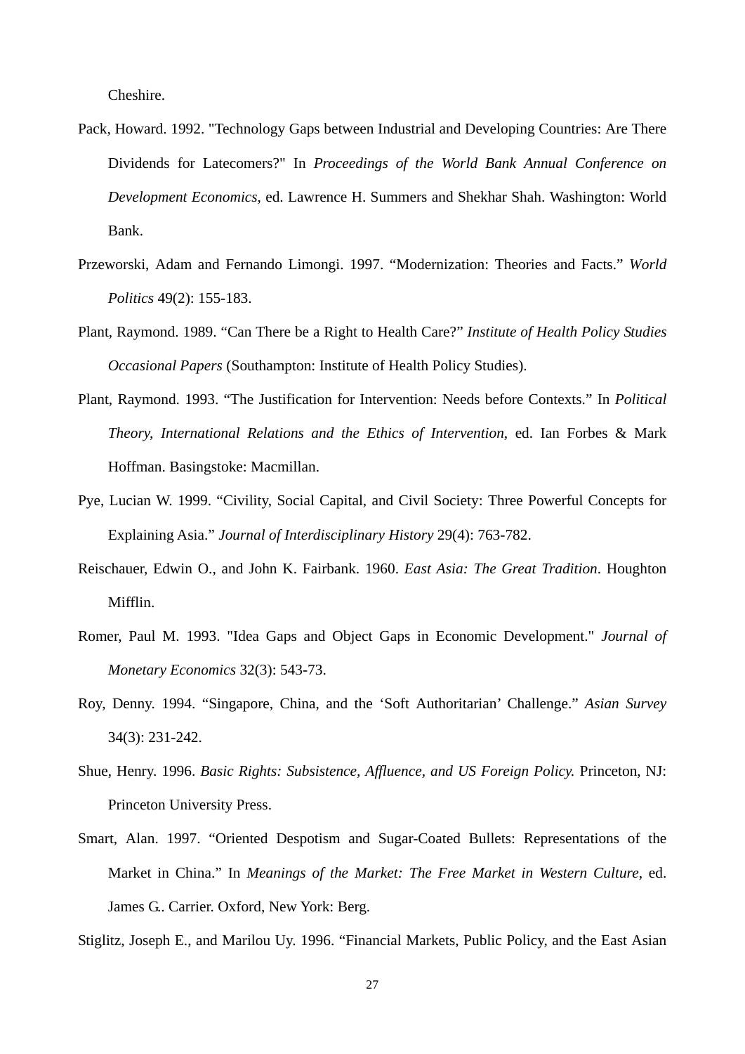Cheshire.

Pack, Howard. 1992. "Technology Gaps between Industrial and Developing Countries: Are There Dividends for Latecomers?" In *Proceedings of the World Bank Annual Conference on Development Economics*, ed. Lawrence H. Summers and Shekhar Shah. Washington: World Bank.

Przeworski, Adam and Fernando Limongi. 1997. "Modernization: Theories and Facts." *World Politics* 49(2): 155-183.

Plant, Raymond. 1989. "Can There be a Right to Health Care?" *Institute of Health Policy Studies Occasional Papers* (Southampton: Institute of Health Policy Studies).

Plant, Raymond. 1993. "The Justification for Intervention: Needs before Contexts." In *Political Theory, International Relations and the Ethics of Intervention*, ed. Ian Forbes & Mark Hoffman. Basingstoke: Macmillan.

Pye, Lucian W. 1999. "Civility, Social Capital, and Civil Society: Three Powerful Concepts for Explaining Asia." *Journal of Interdisciplinary History* 29(4): 763-782.

Reischauer, Edwin O., and John K. Fairbank. 1960. *East Asia: The Great Tradition*. Houghton Mifflin.

Romer, Paul M. 1993. "Idea Gaps and Object Gaps in Economic Development." *Journal of Monetary Economics* 32(3): 543-73.

Roy, Denny. 1994. "Singapore, China, and the 'Soft Authoritarian' Challenge." *Asian Survey* 34(3): 231-242.

Shue, Henry. 1996. *Basic Rights: Subsistence, Affluence, and US Foreign Policy.* Princeton, NJ: Princeton University Press.

Smart, Alan. 1997. "Oriented Despotism and Sugar-Coated Bullets: Representations of the Market in China." In *Meanings of the Market: The Free Market in Western Culture*, ed. James G.. Carrier. Oxford, New York: Berg.

Stiglitz, Joseph E., and Marilou Uy. 1996. "Financial Markets, Public Policy, and the East Asian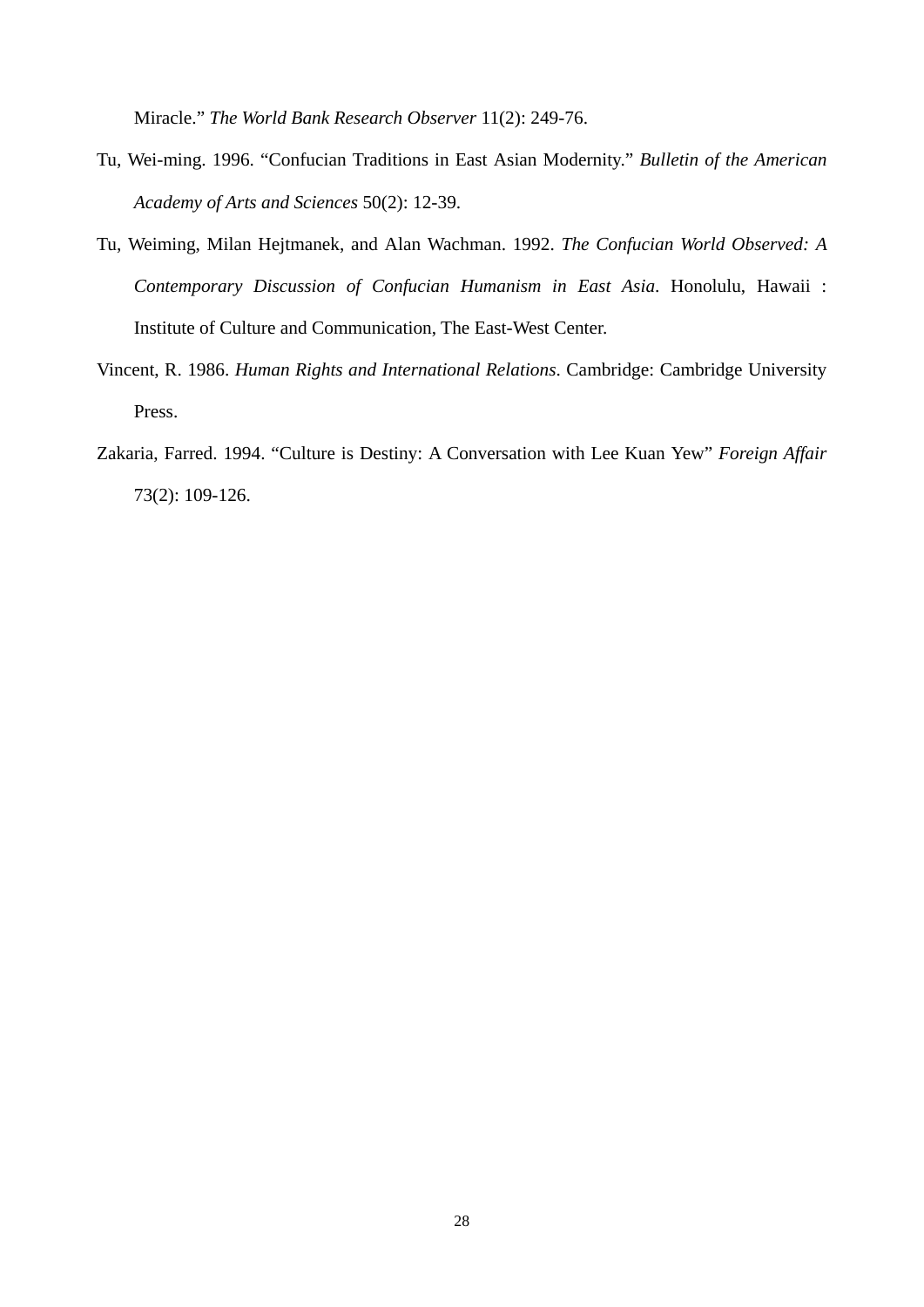Miracle." *The World Bank Research Observer* 11(2): 249-76.

Tu, Wei-ming. 1996. "Confucian Traditions in East Asian Modernity." *Bulletin of the American Academy of Arts and Sciences* 50(2): 12-39.

Tu, Weiming, Milan Hejtmanek, and Alan Wachman. 1992. *The Confucian World Observed: A Contemporary Discussion of Confucian Humanism in East Asia*. Honolulu, Hawaii : Institute of Culture and Communication, The East-West Center.

Vincent, R. 1986. *Human Rights and International Relations*. Cambridge: Cambridge University Press.

Zakaria, Farred. 1994. "Culture is Destiny: A Conversation with Lee Kuan Yew" *Foreign Affair* 73(2): 109-126.